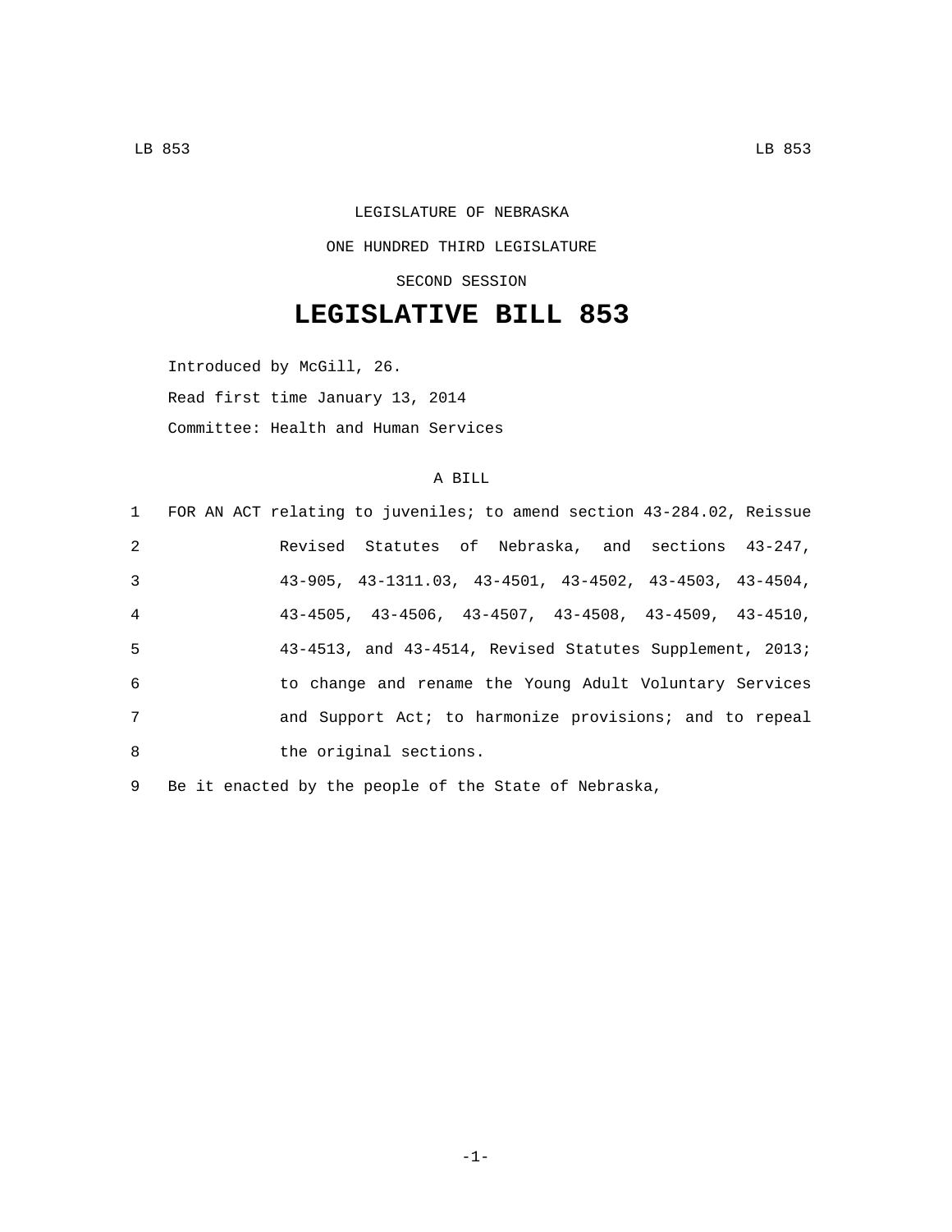LEGISLATURE OF NEBRASKA

ONE HUNDRED THIRD LEGISLATURE

SECOND SESSION

# LEGISLATIVE BILL 853

Introduced by McGill, 26.

Read first time January 13, 2014

Committee: Health and Human Services

A BILL

1 FOR AN ACT relating to juveniles; to amend section 43-284.02, Reissue
2 Revised Statutes of Nebraska, and sections 43-247,
3 43-905, 43-1311.03, 43-4501, 43-4502, 43-4503, 43-4504,
4 43-4505, 43-4506, 43-4507, 43-4508, 43-4509, 43-4510,
5 43-4513, and 43-4514, Revised Statutes Supplement, 2013;
6 to change and rename the Young Adult Voluntary Services
7 and Support Act; to harmonize provisions; and to repeal
8 the original sections.

9 Be it enacted by the people of the State of Nebraska,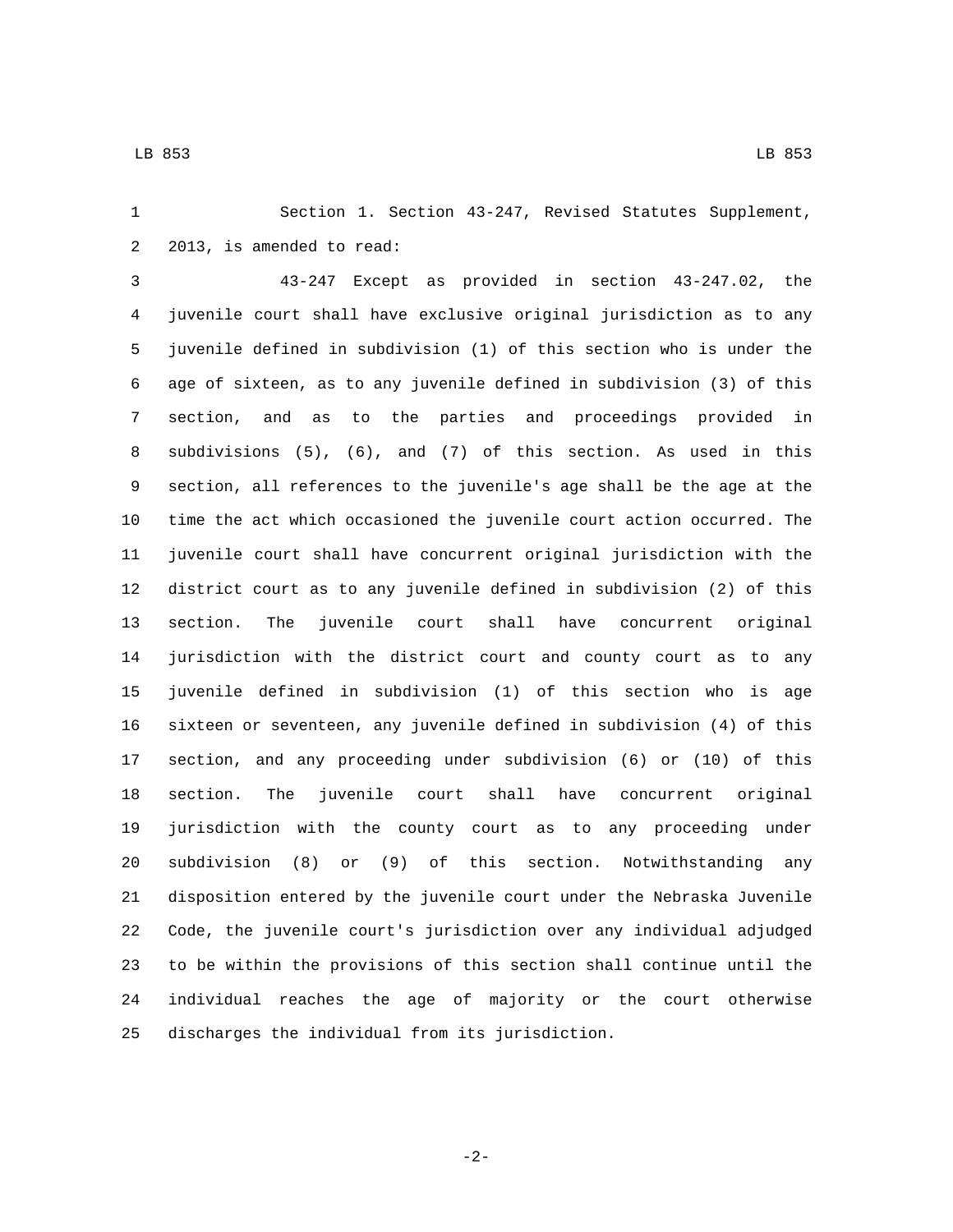Section 1. Section 43-247, Revised Statutes Supplement, 2013, is amended to read:

43-247 Except as provided in section 43-247.02, the juvenile court shall have exclusive original jurisdiction as to any juvenile defined in subdivision (1) of this section who is under the age of sixteen, as to any juvenile defined in subdivision (3) of this section, and as to the parties and proceedings provided in subdivisions (5), (6), and (7) of this section. As used in this section, all references to the juvenile's age shall be the age at the time the act which occasioned the juvenile court action occurred. The juvenile court shall have concurrent original jurisdiction with the district court as to any juvenile defined in subdivision (2) of this section. The juvenile court shall have concurrent original jurisdiction with the district court and county court as to any juvenile defined in subdivision (1) of this section who is age sixteen or seventeen, any juvenile defined in subdivision (4) of this section, and any proceeding under subdivision (6) or (10) of this section. The juvenile court shall have concurrent original jurisdiction with the county court as to any proceeding under subdivision (8) or (9) of this section. Notwithstanding any disposition entered by the juvenile court under the Nebraska Juvenile Code, the juvenile court's jurisdiction over any individual adjudged to be within the provisions of this section shall continue until the individual reaches the age of majority or the court otherwise discharges the individual from its jurisdiction.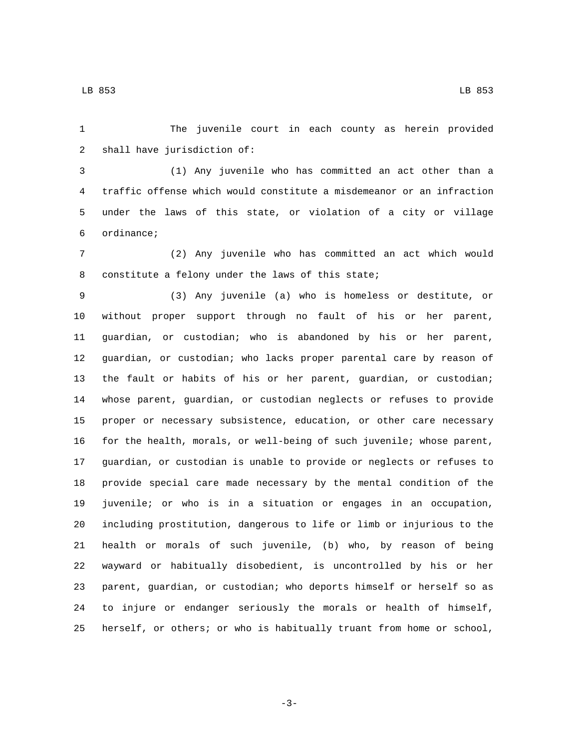The juvenile court in each county as herein provided shall have jurisdiction of:

(1) Any juvenile who has committed an act other than a traffic offense which would constitute a misdemeanor or an infraction under the laws of this state, or violation of a city or village ordinance;

(2) Any juvenile who has committed an act which would constitute a felony under the laws of this state;

(3) Any juvenile (a) who is homeless or destitute, or without proper support through no fault of his or her parent, guardian, or custodian; who is abandoned by his or her parent, guardian, or custodian; who lacks proper parental care by reason of the fault or habits of his or her parent, guardian, or custodian; whose parent, guardian, or custodian neglects or refuses to provide proper or necessary subsistence, education, or other care necessary for the health, morals, or well-being of such juvenile; whose parent, guardian, or custodian is unable to provide or neglects or refuses to provide special care made necessary by the mental condition of the juvenile; or who is in a situation or engages in an occupation, including prostitution, dangerous to life or limb or injurious to the health or morals of such juvenile, (b) who, by reason of being wayward or habitually disobedient, is uncontrolled by his or her parent, guardian, or custodian; who deports himself or herself so as to injure or endanger seriously the morals or health of himself, herself, or others; or who is habitually truant from home or school,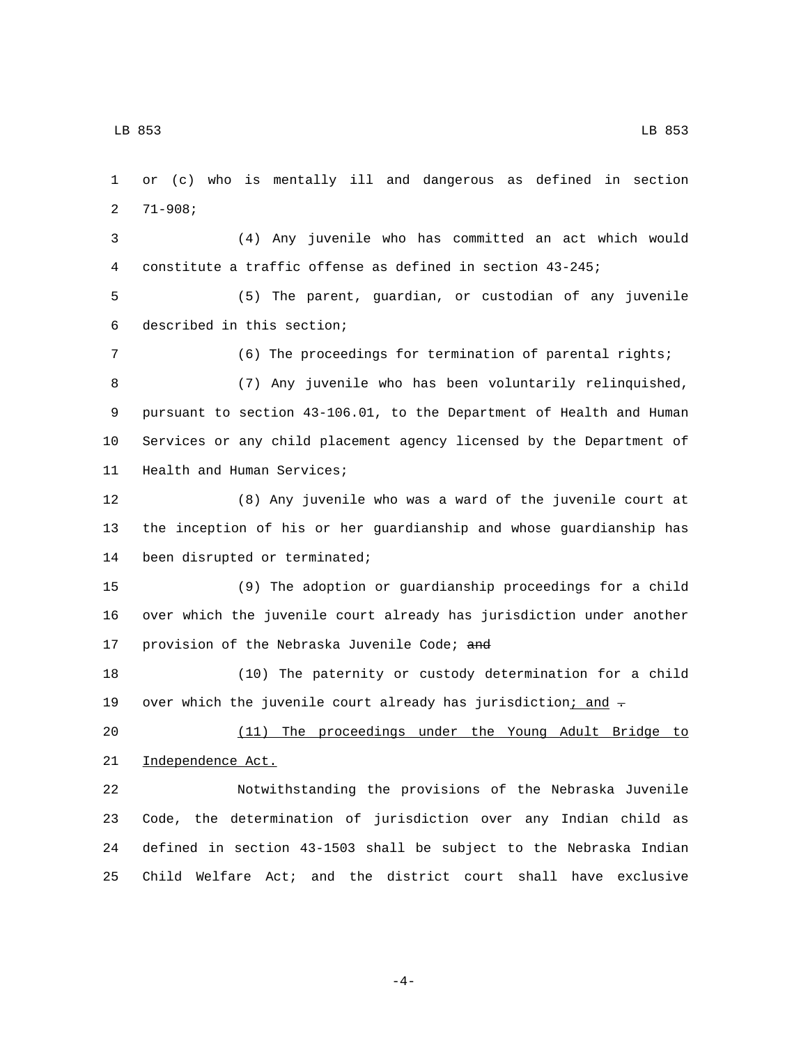or (c) who is mentally ill and dangerous as defined in section 71-908;

(4) Any juvenile who has committed an act which would constitute a traffic offense as defined in section 43-245;

(5) The parent, guardian, or custodian of any juvenile described in this section;

(6) The proceedings for termination of parental rights;

(7) Any juvenile who has been voluntarily relinquished, pursuant to section 43-106.01, to the Department of Health and Human Services or any child placement agency licensed by the Department of Health and Human Services;

(8) Any juvenile who was a ward of the juvenile court at the inception of his or her guardianship and whose guardianship has been disrupted or terminated;

(9) The adoption or guardianship proceedings for a child over which the juvenile court already has jurisdiction under another provision of the Nebraska Juvenile Code; ~~and~~

(10) The paternity or custody determination for a child over which the juvenile court already has jurisdiction<u>; and</u> ~~.~~

<u>(11) The proceedings under the Young Adult Bridge to Independence Act.</u>

Notwithstanding the provisions of the Nebraska Juvenile Code, the determination of jurisdiction over any Indian child as defined in section 43-1503 shall be subject to the Nebraska Indian Child Welfare Act; and the district court shall have exclusive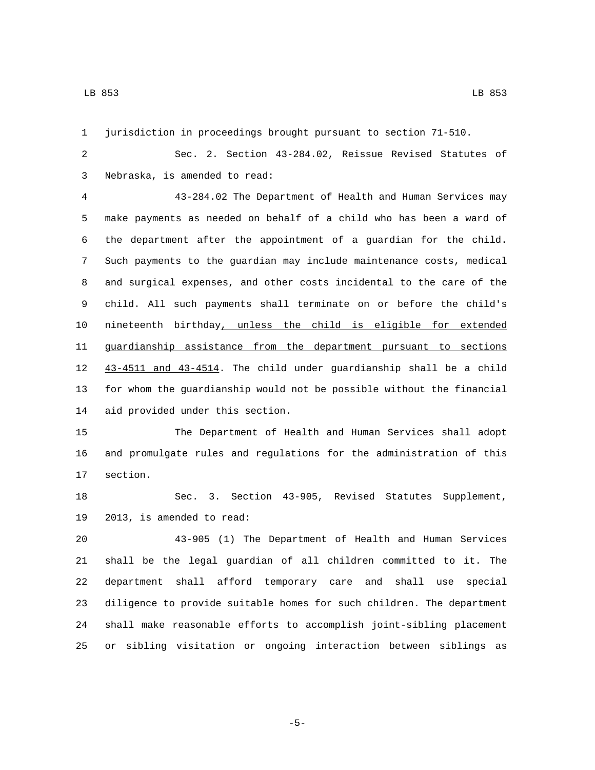jurisdiction in proceedings brought pursuant to section 71-510.

Sec. 2. Section 43-284.02, Reissue Revised Statutes of Nebraska, is amended to read:

43-284.02 The Department of Health and Human Services may make payments as needed on behalf of a child who has been a ward of the department after the appointment of a guardian for the child. Such payments to the guardian may include maintenance costs, medical and surgical expenses, and other costs incidental to the care of the child. All such payments shall terminate on or before the child's nineteenth birthday<u>, unless the child is eligible for extended guardianship assistance from the department pursuant to sections 43-4511 and 43-4514</u>. The child under guardianship shall be a child for whom the guardianship would not be possible without the financial aid provided under this section.

The Department of Health and Human Services shall adopt and promulgate rules and regulations for the administration of this section.

Sec. 3. Section 43-905, Revised Statutes Supplement, 2013, is amended to read:

43-905 (1) The Department of Health and Human Services shall be the legal guardian of all children committed to it. The department shall afford temporary care and shall use special diligence to provide suitable homes for such children. The department shall make reasonable efforts to accomplish joint-sibling placement or sibling visitation or ongoing interaction between siblings as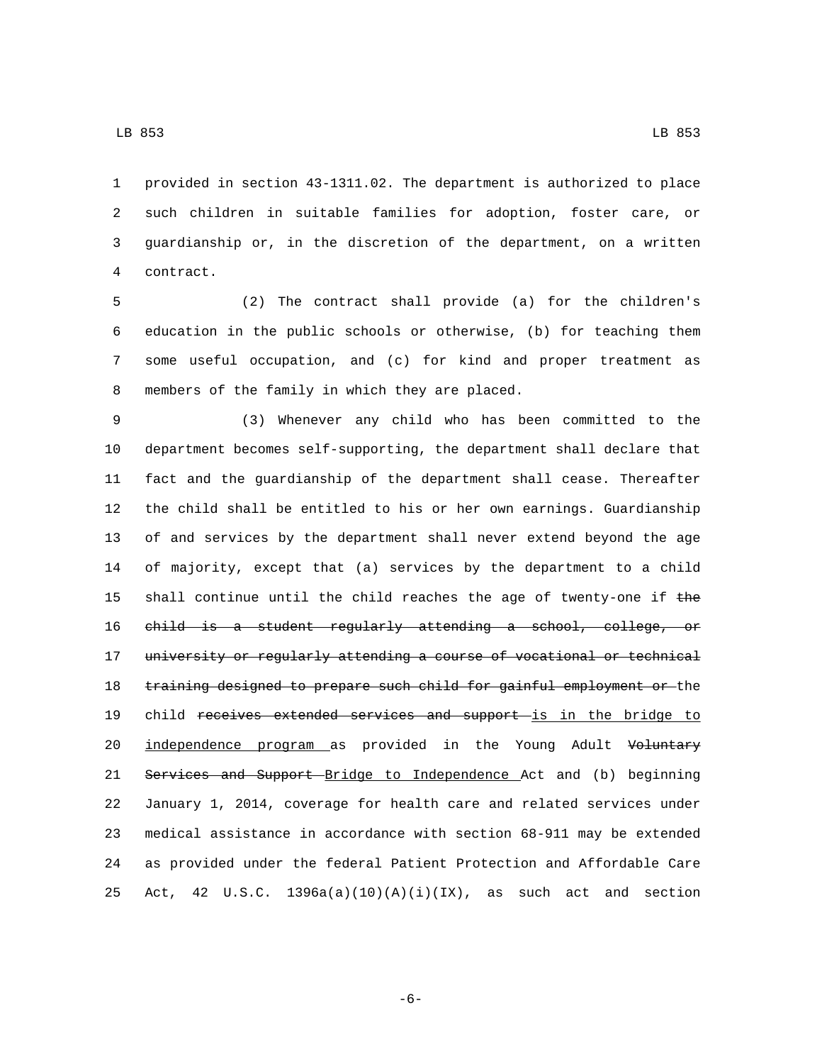provided in section 43-1311.02. The department is authorized to place such children in suitable families for adoption, foster care, or guardianship or, in the discretion of the department, on a written contract.

(2) The contract shall provide (a) for the children's education in the public schools or otherwise, (b) for teaching them some useful occupation, and (c) for kind and proper treatment as members of the family in which they are placed.

(3) Whenever any child who has been committed to the department becomes self-supporting, the department shall declare that fact and the guardianship of the department shall cease. Thereafter the child shall be entitled to his or her own earnings. Guardianship of and services by the department shall never extend beyond the age of majority, except that (a) services by the department to a child shall continue until the child reaches the age of twenty-one if ~~the child is a student regularly attending a school, college, or university or regularly attending a course of vocational or technical training designed to prepare such child for gainful employment or~~ the child ~~receives extended services and support~~ <u>is in the bridge to independence program</u> as provided in the Young Adult ~~Voluntary Services and Support~~ <u>Bridge to Independence</u> Act and (b) beginning January 1, 2014, coverage for health care and related services under medical assistance in accordance with section 68-911 may be extended as provided under the federal Patient Protection and Affordable Care Act, 42 U.S.C. 1396a(a)(10)(A)(i)(IX), as such act and section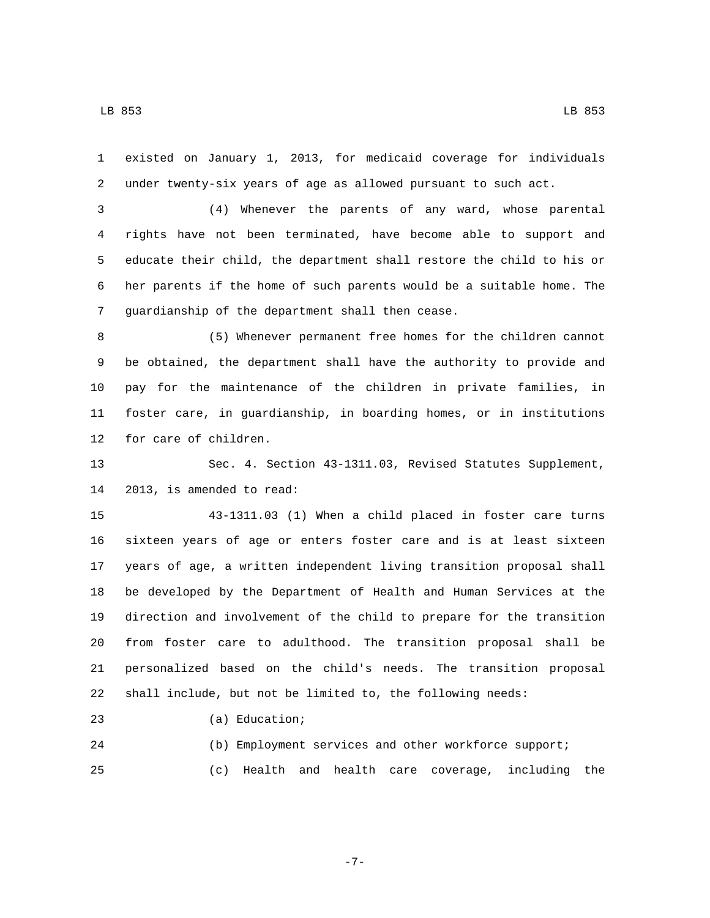existed on January 1, 2013, for medicaid coverage for individuals under twenty-six years of age as allowed pursuant to such act.

(4) Whenever the parents of any ward, whose parental rights have not been terminated, have become able to support and educate their child, the department shall restore the child to his or her parents if the home of such parents would be a suitable home. The guardianship of the department shall then cease.

(5) Whenever permanent free homes for the children cannot be obtained, the department shall have the authority to provide and pay for the maintenance of the children in private families, in foster care, in guardianship, in boarding homes, or in institutions for care of children.

Sec. 4. Section 43-1311.03, Revised Statutes Supplement, 2013, is amended to read:

43-1311.03 (1) When a child placed in foster care turns sixteen years of age or enters foster care and is at least sixteen years of age, a written independent living transition proposal shall be developed by the Department of Health and Human Services at the direction and involvement of the child to prepare for the transition from foster care to adulthood. The transition proposal shall be personalized based on the child's needs. The transition proposal shall include, but not be limited to, the following needs:

(a) Education;

(b) Employment services and other workforce support;

(c) Health and health care coverage, including the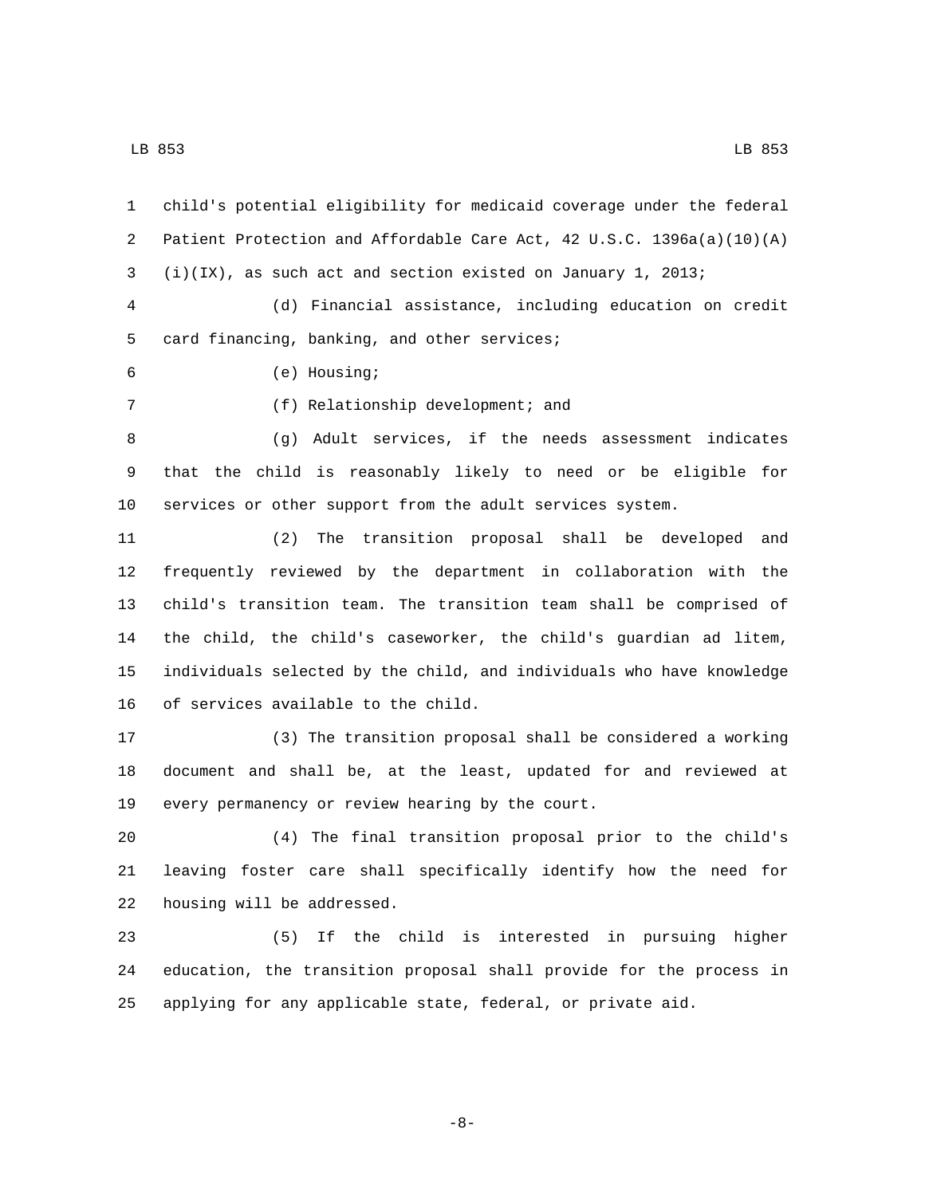child's potential eligibility for medicaid coverage under the federal Patient Protection and Affordable Care Act, 42 U.S.C. 1396a(a)(10)(A)(i)(IX), as such act and section existed on January 1, 2013;

(d) Financial assistance, including education on credit card financing, banking, and other services;

(e) Housing;

(f) Relationship development; and

(g) Adult services, if the needs assessment indicates that the child is reasonably likely to need or be eligible for services or other support from the adult services system.

(2) The transition proposal shall be developed and frequently reviewed by the department in collaboration with the child's transition team. The transition team shall be comprised of the child, the child's caseworker, the child's guardian ad litem, individuals selected by the child, and individuals who have knowledge of services available to the child.

(3) The transition proposal shall be considered a working document and shall be, at the least, updated for and reviewed at every permanency or review hearing by the court.

(4) The final transition proposal prior to the child's leaving foster care shall specifically identify how the need for housing will be addressed.

(5) If the child is interested in pursuing higher education, the transition proposal shall provide for the process in applying for any applicable state, federal, or private aid.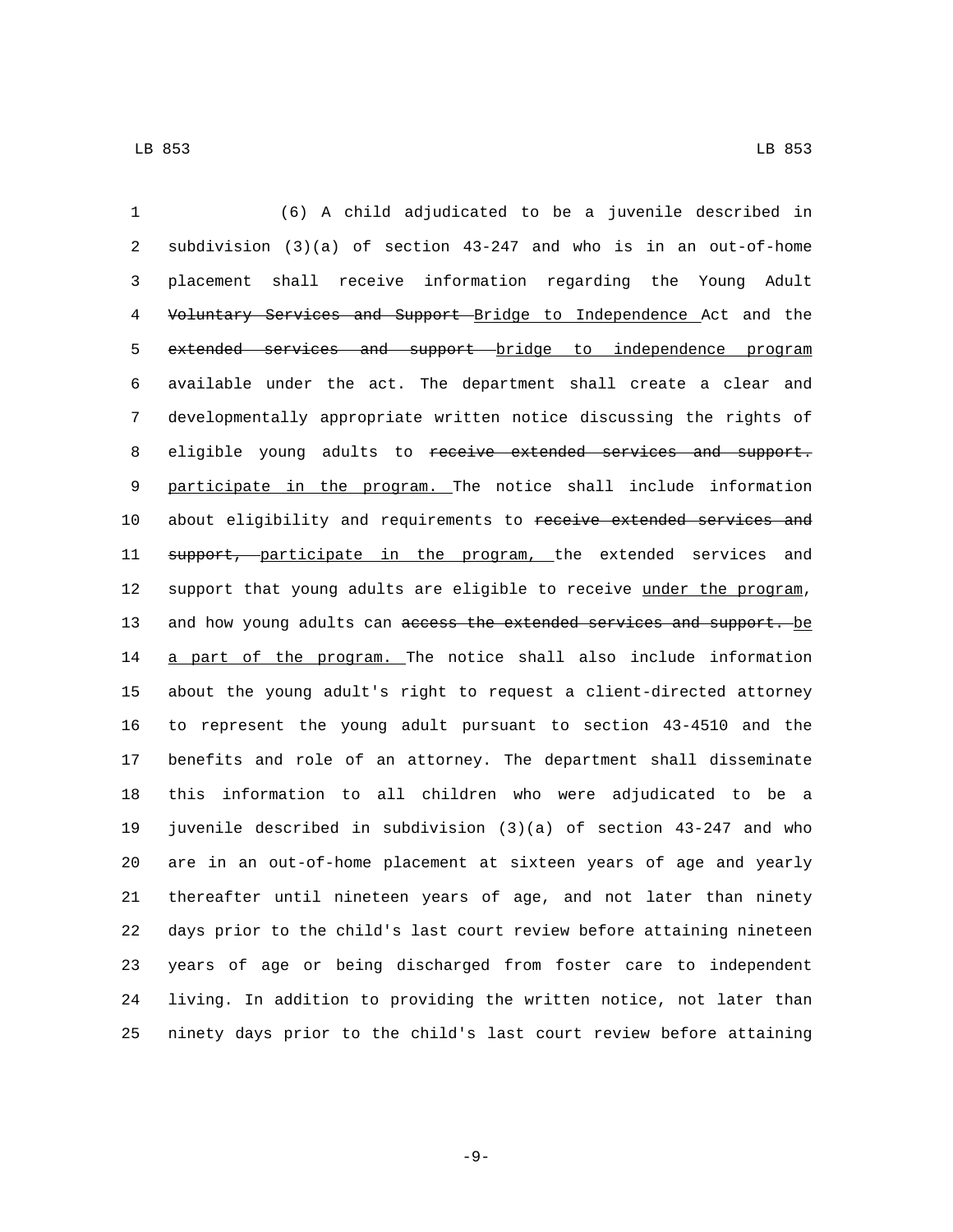(6) A child adjudicated to be a juvenile described in subdivision (3)(a) of section 43-247 and who is in an out-of-home placement shall receive information regarding the Young Adult ~~Voluntary Services and Support~~ Bridge to Independence Act and the ~~extended services and support~~ bridge to independence program available under the act. The department shall create a clear and developmentally appropriate written notice discussing the rights of eligible young adults to ~~receive extended services and support.~~ participate in the program. The notice shall include information about eligibility and requirements to ~~receive extended services and support,~~ participate in the program, the extended services and support that young adults are eligible to receive under the program, and how young adults can ~~access the extended services and support.~~ be a part of the program. The notice shall also include information about the young adult's right to request a client-directed attorney to represent the young adult pursuant to section 43-4510 and the benefits and role of an attorney. The department shall disseminate this information to all children who were adjudicated to be a juvenile described in subdivision (3)(a) of section 43-247 and who are in an out-of-home placement at sixteen years of age and yearly thereafter until nineteen years of age, and not later than ninety days prior to the child's last court review before attaining nineteen years of age or being discharged from foster care to independent living. In addition to providing the written notice, not later than ninety days prior to the child's last court review before attaining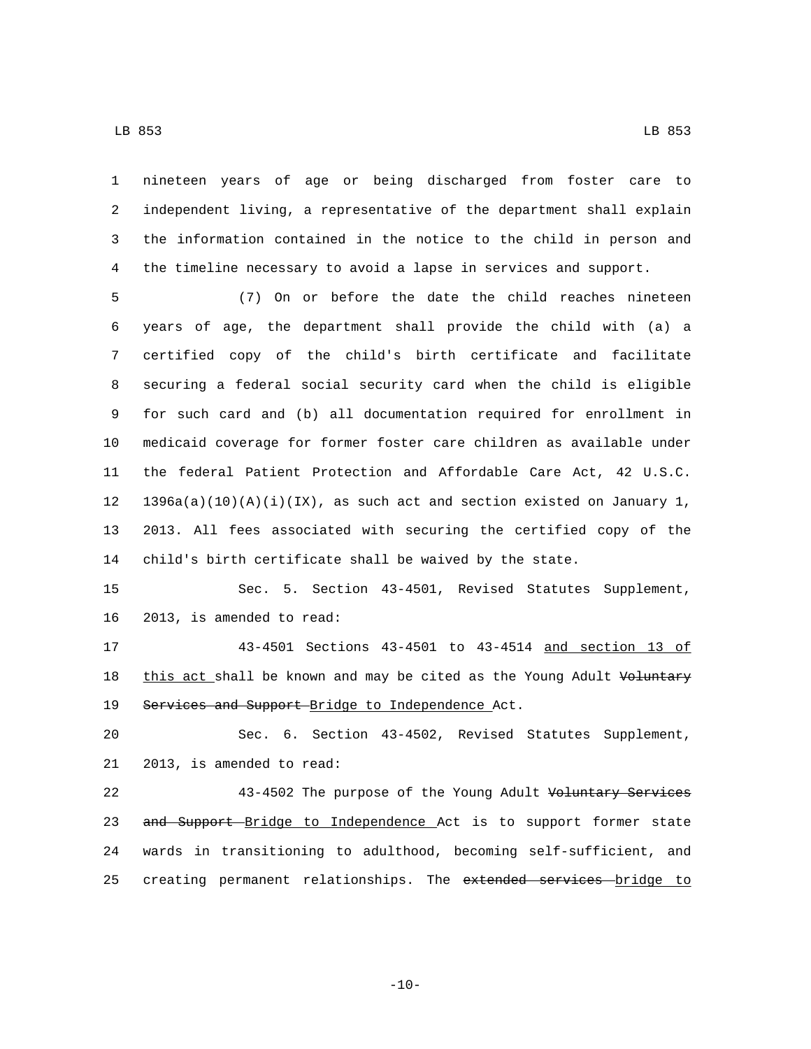nineteen years of age or being discharged from foster care to independent living, a representative of the department shall explain the information contained in the notice to the child in person and the timeline necessary to avoid a lapse in services and support.

(7) On or before the date the child reaches nineteen years of age, the department shall provide the child with (a) a certified copy of the child's birth certificate and facilitate securing a federal social security card when the child is eligible for such card and (b) all documentation required for enrollment in medicaid coverage for former foster care children as available under the federal Patient Protection and Affordable Care Act, 42 U.S.C. 1396a(a)(10)(A)(i)(IX), as such act and section existed on January 1, 2013. All fees associated with securing the certified copy of the child's birth certificate shall be waived by the state.

Sec. 5. Section 43-4501, Revised Statutes Supplement, 2013, is amended to read:

43-4501 Sections 43-4501 to 43-4514 <u>and section 13 of this act</u> shall be known and may be cited as the Young Adult ~~Voluntary Services and Support~~ <u>Bridge to Independence</u> Act.

Sec. 6. Section 43-4502, Revised Statutes Supplement, 2013, is amended to read:

43-4502 The purpose of the Young Adult ~~Voluntary Services and Support~~ <u>Bridge to Independence</u> Act is to support former state wards in transitioning to adulthood, becoming self-sufficient, and creating permanent relationships. The ~~extended services~~ <u>bridge to</u>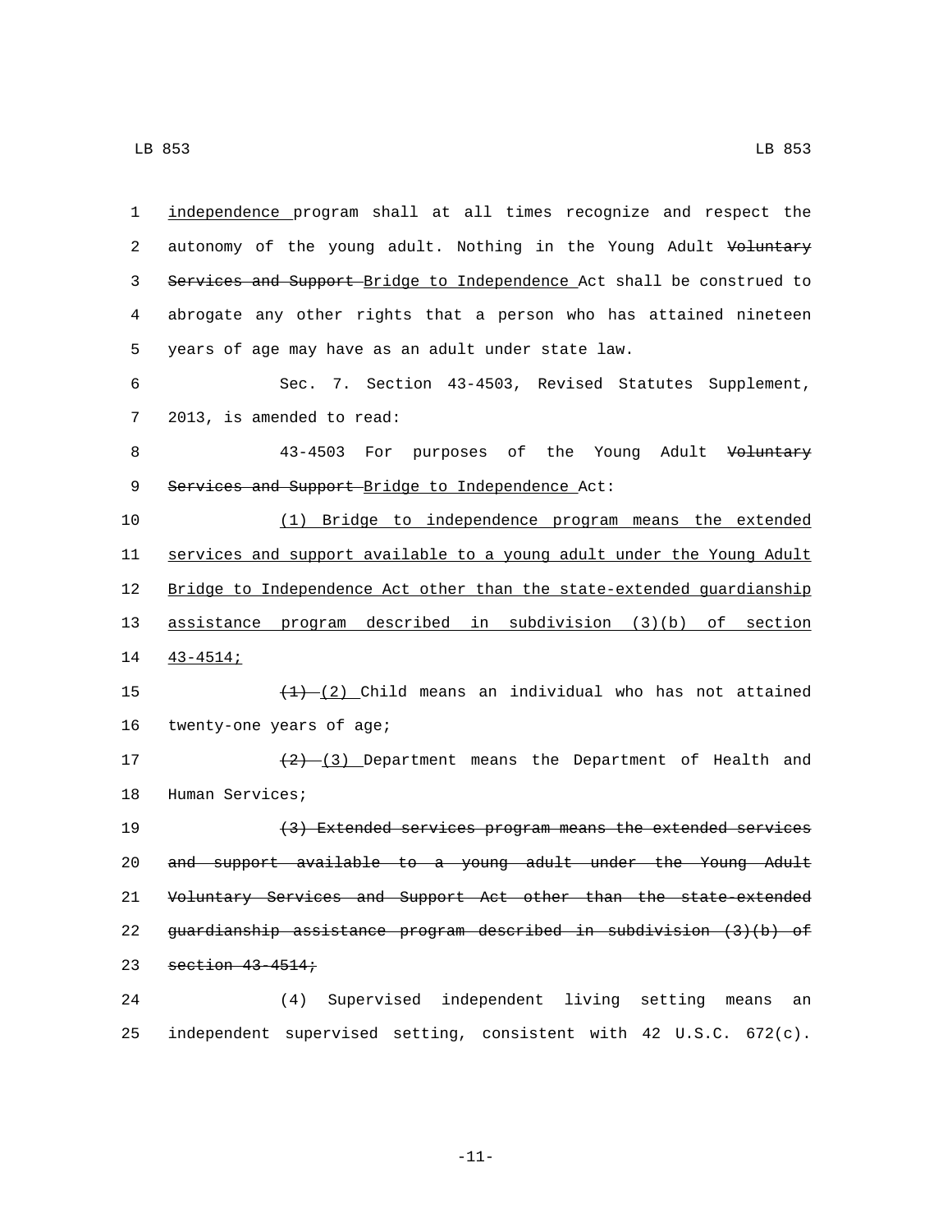independence program shall at all times recognize and respect the autonomy of the young adult. Nothing in the Young Adult ~~Voluntary Services and Support~~ Bridge to Independence Act shall be construed to abrogate any other rights that a person who has attained nineteen years of age may have as an adult under state law.

Sec. 7. Section 43-4503, Revised Statutes Supplement, 2013, is amended to read:

43-4503 For purposes of the Young Adult ~~Voluntary Services and Support~~ Bridge to Independence Act:

(1) Bridge to independence program means the extended services and support available to a young adult under the Young Adult Bridge to Independence Act other than the state-extended guardianship assistance program described in subdivision (3)(b) of section 43-4514;

~~(1)~~ (2) Child means an individual who has not attained twenty-one years of age;

~~(2)~~ (3) Department means the Department of Health and Human Services;

~~(3) Extended services program means the extended services and support available to a young adult under the Young Adult Voluntary Services and Support Act other than the state-extended guardianship assistance program described in subdivision (3)(b) of section 43-4514;~~

(4) Supervised independent living setting means an independent supervised setting, consistent with 42 U.S.C. 672(c).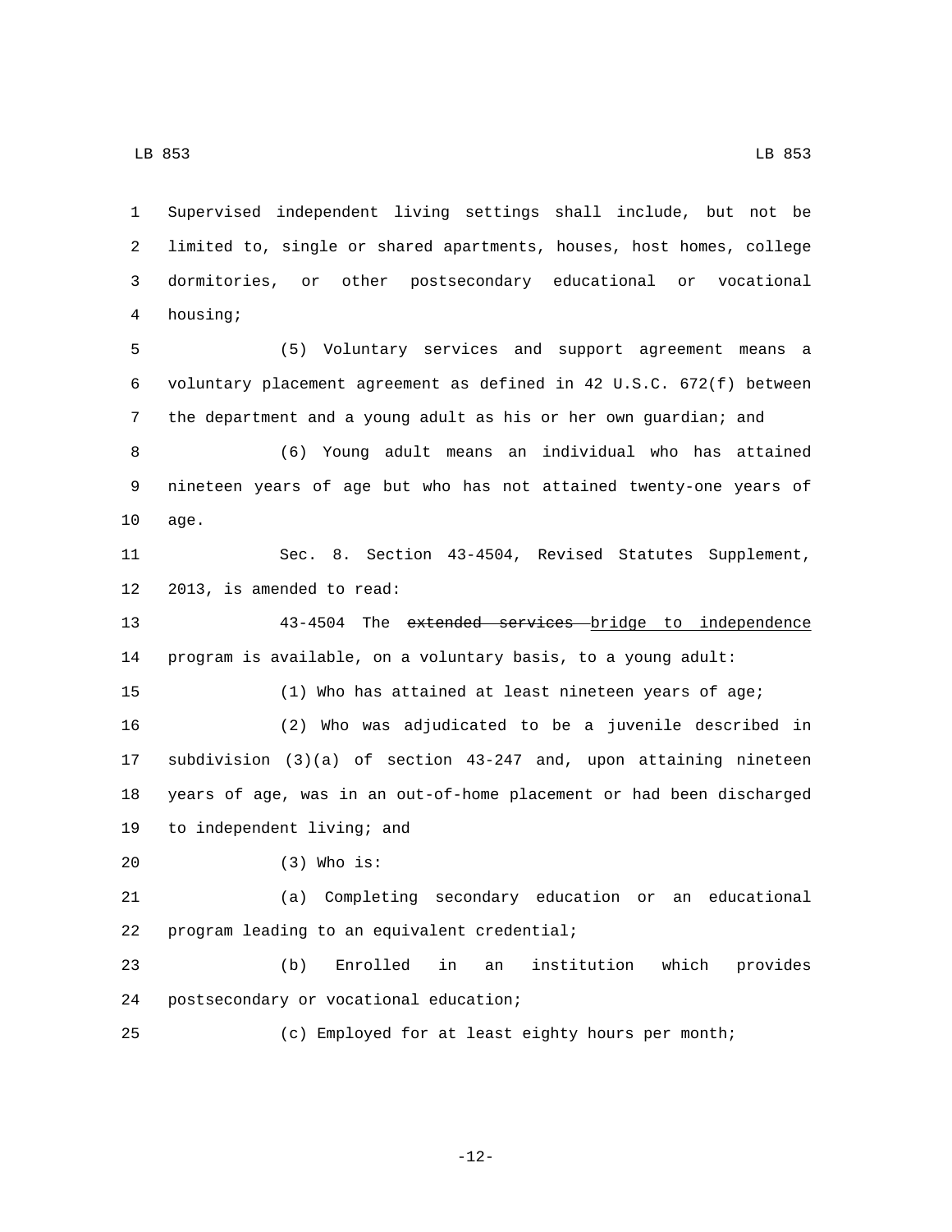Supervised independent living settings shall include, but not be limited to, single or shared apartments, houses, host homes, college dormitories, or other postsecondary educational or vocational housing;

(5) Voluntary services and support agreement means a voluntary placement agreement as defined in 42 U.S.C. 672(f) between the department and a young adult as his or her own guardian; and

(6) Young adult means an individual who has attained nineteen years of age but who has not attained twenty-one years of age.

Sec. 8. Section 43-4504, Revised Statutes Supplement, 2013, is amended to read:

43-4504 The ~~extended services~~ bridge to independence program is available, on a voluntary basis, to a young adult:

(1) Who has attained at least nineteen years of age;

(2) Who was adjudicated to be a juvenile described in subdivision (3)(a) of section 43-247 and, upon attaining nineteen years of age, was in an out-of-home placement or had been discharged to independent living; and

(3) Who is:

(a) Completing secondary education or an educational program leading to an equivalent credential;

(b) Enrolled in an institution which provides postsecondary or vocational education;

(c) Employed for at least eighty hours per month;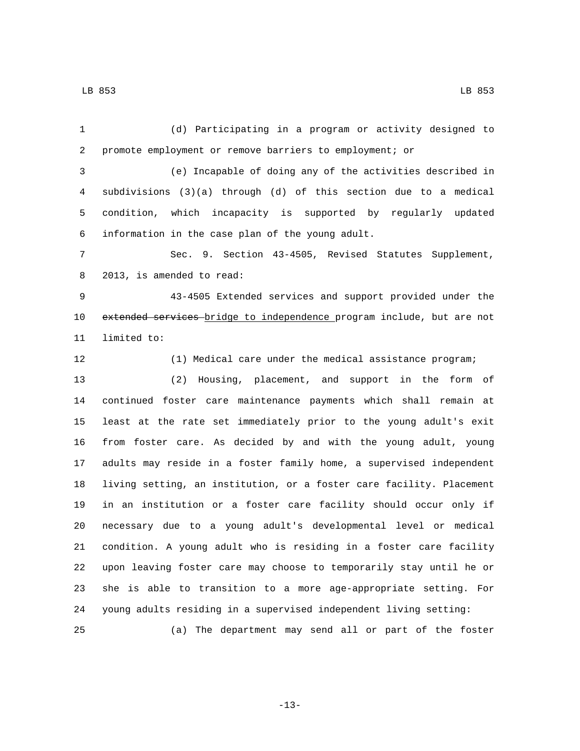(d) Participating in a program or activity designed to promote employment or remove barriers to employment; or

(e) Incapable of doing any of the activities described in subdivisions (3)(a) through (d) of this section due to a medical condition, which incapacity is supported by regularly updated information in the case plan of the young adult.

Sec. 9. Section 43-4505, Revised Statutes Supplement, 2013, is amended to read:

43-4505 Extended services and support provided under the ~~extended services~~ <u>bridge to independence</u> program include, but are not limited to:

(1) Medical care under the medical assistance program;

(2) Housing, placement, and support in the form of continued foster care maintenance payments which shall remain at least at the rate set immediately prior to the young adult's exit from foster care. As decided by and with the young adult, young adults may reside in a foster family home, a supervised independent living setting, an institution, or a foster care facility. Placement in an institution or a foster care facility should occur only if necessary due to a young adult's developmental level or medical condition. A young adult who is residing in a foster care facility upon leaving foster care may choose to temporarily stay until he or she is able to transition to a more age-appropriate setting. For young adults residing in a supervised independent living setting:

(a) The department may send all or part of the foster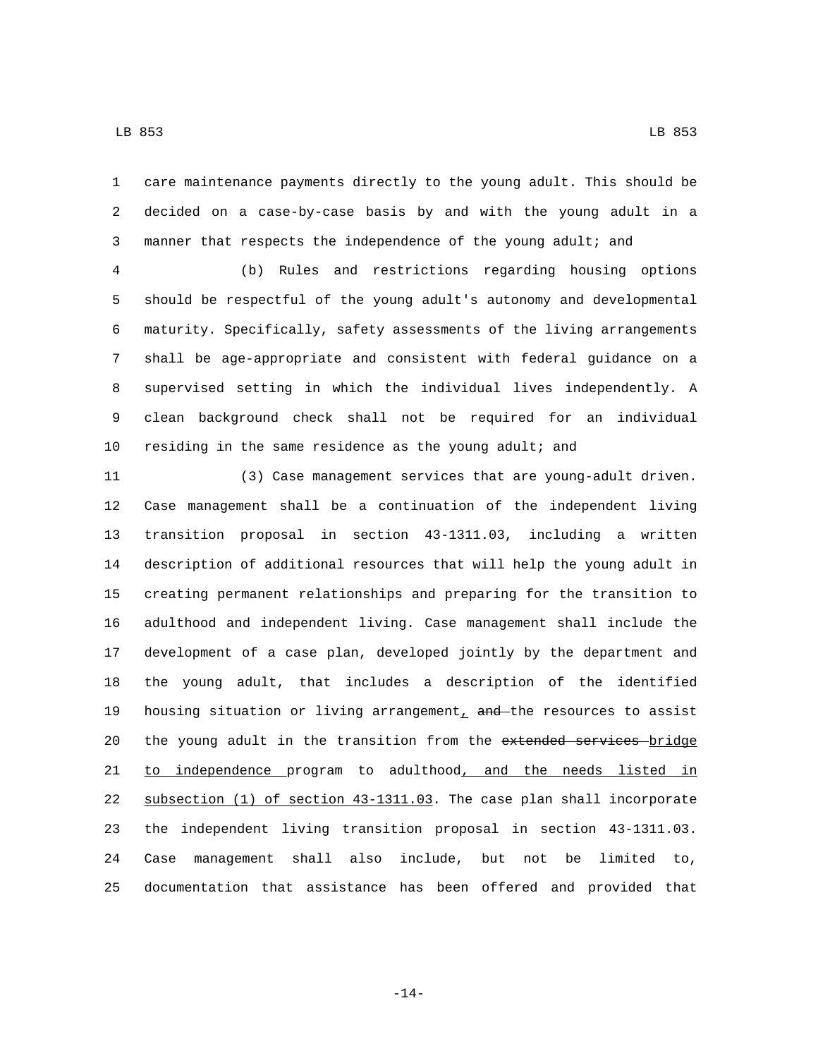care maintenance payments directly to the young adult. This should be decided on a case-by-case basis by and with the young adult in a manner that respects the independence of the young adult; and

(b) Rules and restrictions regarding housing options should be respectful of the young adult's autonomy and developmental maturity. Specifically, safety assessments of the living arrangements shall be age-appropriate and consistent with federal guidance on a supervised setting in which the individual lives independently. A clean background check shall not be required for an individual residing in the same residence as the young adult; and

(3) Case management services that are young-adult driven. Case management shall be a continuation of the independent living transition proposal in section 43-1311.03, including a written description of additional resources that will help the young adult in creating permanent relationships and preparing for the transition to adulthood and independent living. Case management shall include the development of a case plan, developed jointly by the department and the young adult, that includes a description of the identified housing situation or living arrangement, ~~and~~ the resources to assist the young adult in the transition from the ~~extended services~~ bridge to independence program to adulthood, and the needs listed in subsection (1) of section 43-1311.03. The case plan shall incorporate the independent living transition proposal in section 43-1311.03. Case management shall also include, but not be limited to, documentation that assistance has been offered and provided that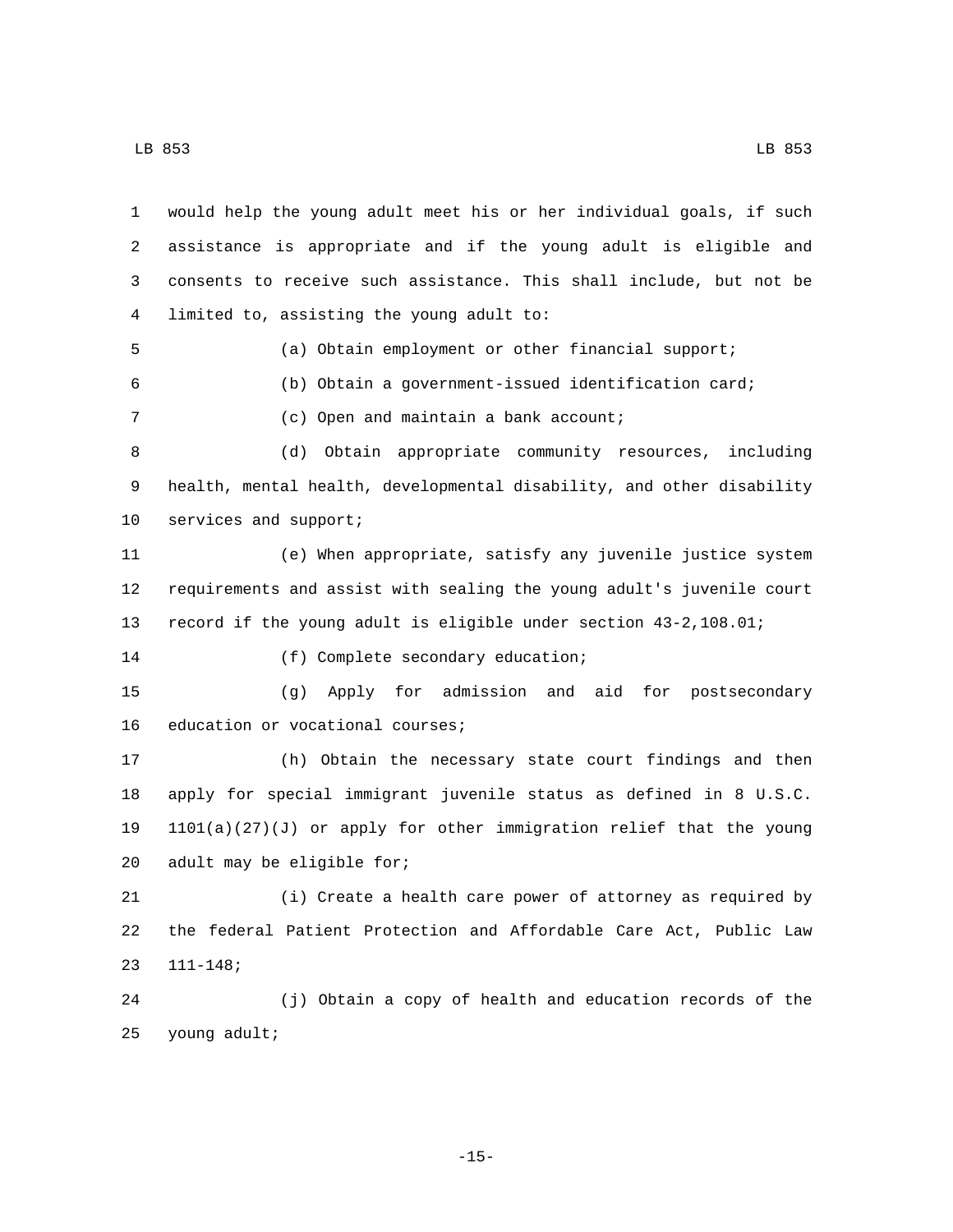would help the young adult meet his or her individual goals, if such assistance is appropriate and if the young adult is eligible and consents to receive such assistance. This shall include, but not be limited to, assisting the young adult to:

(a) Obtain employment or other financial support;

(b) Obtain a government-issued identification card;

(c) Open and maintain a bank account;

(d) Obtain appropriate community resources, including health, mental health, developmental disability, and other disability services and support;

(e) When appropriate, satisfy any juvenile justice system requirements and assist with sealing the young adult's juvenile court record if the young adult is eligible under section 43-2,108.01;

(f) Complete secondary education;

(g) Apply for admission and aid for postsecondary education or vocational courses;

(h) Obtain the necessary state court findings and then apply for special immigrant juvenile status as defined in 8 U.S.C. 1101(a)(27)(J) or apply for other immigration relief that the young adult may be eligible for;

(i) Create a health care power of attorney as required by the federal Patient Protection and Affordable Care Act, Public Law 111-148;

(j) Obtain a copy of health and education records of the young adult;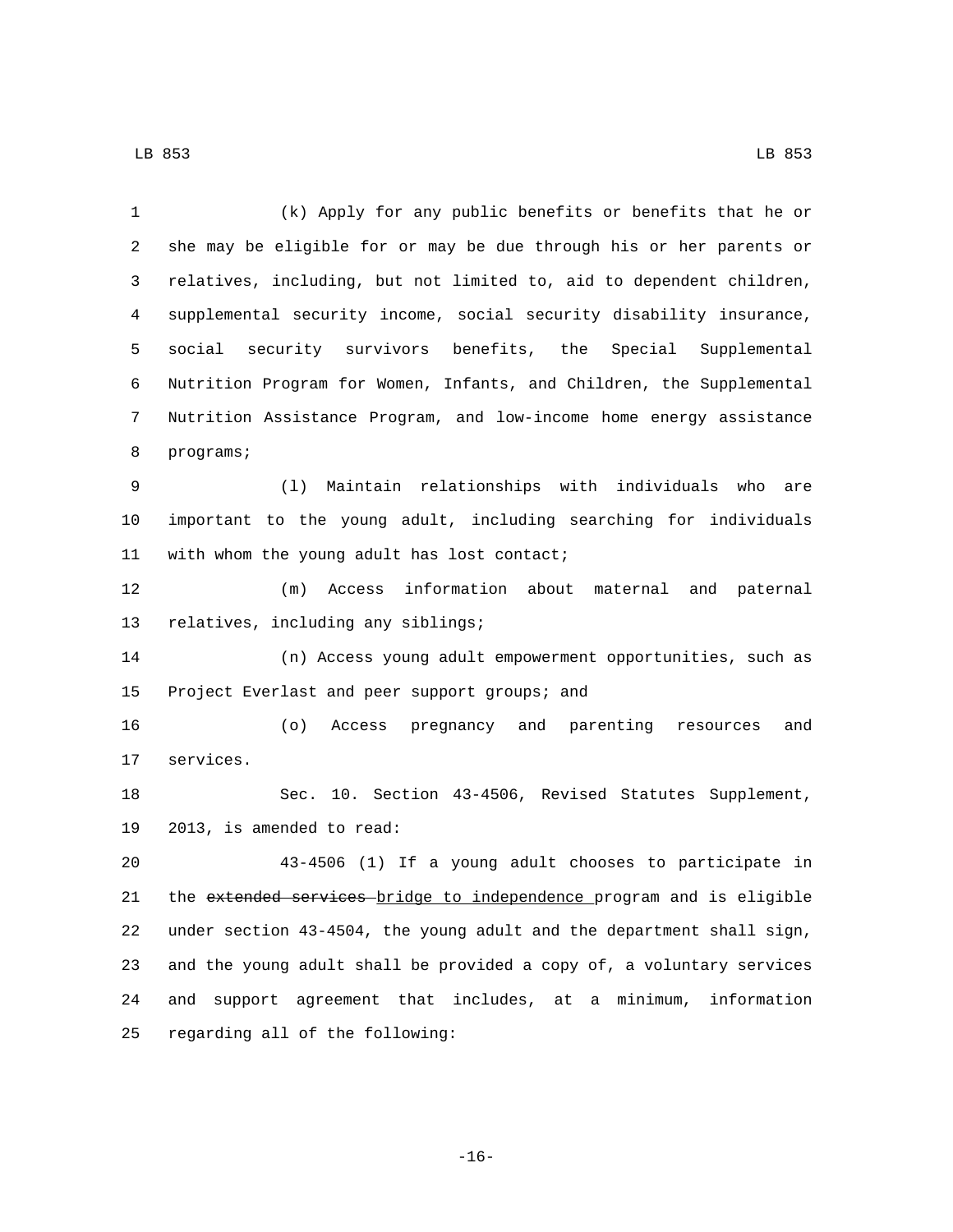(k) Apply for any public benefits or benefits that he or she may be eligible for or may be due through his or her parents or relatives, including, but not limited to, aid to dependent children, supplemental security income, social security disability insurance, social security survivors benefits, the Special Supplemental Nutrition Program for Women, Infants, and Children, the Supplemental Nutrition Assistance Program, and low-income home energy assistance programs;

(l) Maintain relationships with individuals who are important to the young adult, including searching for individuals with whom the young adult has lost contact;

(m) Access information about maternal and paternal relatives, including any siblings;

(n) Access young adult empowerment opportunities, such as Project Everlast and peer support groups; and

(o) Access pregnancy and parenting resources and services.

Sec. 10. Section 43-4506, Revised Statutes Supplement, 2013, is amended to read:

43-4506 (1) If a young adult chooses to participate in the ~~extended services~~ bridge to independence program and is eligible under section 43-4504, the young adult and the department shall sign, and the young adult shall be provided a copy of, a voluntary services and support agreement that includes, at a minimum, information regarding all of the following: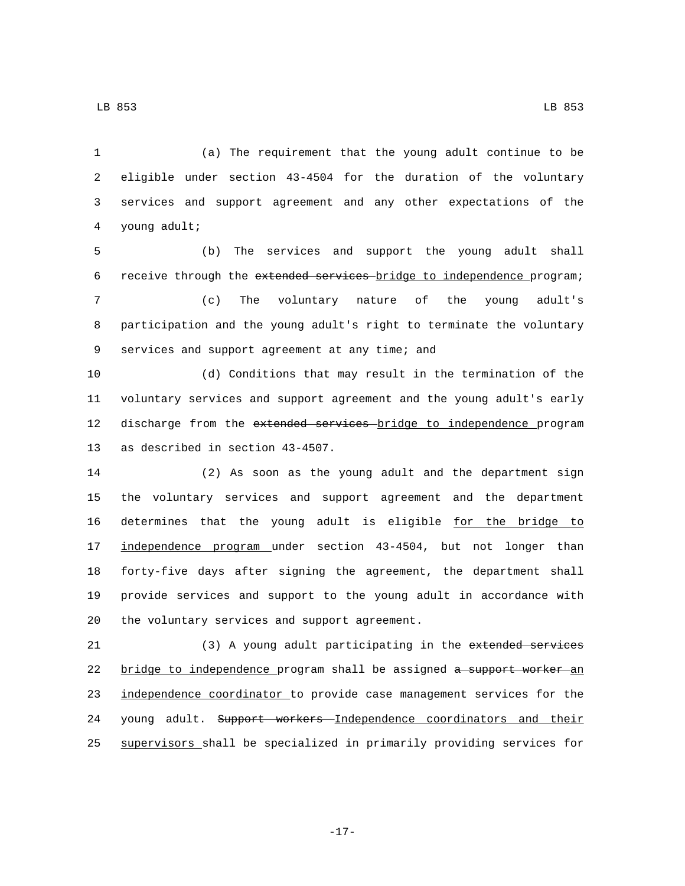(a) The requirement that the young adult continue to be eligible under section 43-4504 for the duration of the voluntary services and support agreement and any other expectations of the young adult;

(b) The services and support the young adult shall receive through the ~~extended services~~ bridge to independence program;

(c) The voluntary nature of the young adult's participation and the young adult's right to terminate the voluntary services and support agreement at any time; and

(d) Conditions that may result in the termination of the voluntary services and support agreement and the young adult's early discharge from the ~~extended services~~ bridge to independence program as described in section 43-4507.

(2) As soon as the young adult and the department sign the voluntary services and support agreement and the department determines that the young adult is eligible for the bridge to independence program under section 43-4504, but not longer than forty-five days after signing the agreement, the department shall provide services and support to the young adult in accordance with the voluntary services and support agreement.

(3) A young adult participating in the ~~extended services~~ bridge to independence program shall be assigned ~~a support worker~~ an independence coordinator to provide case management services for the young adult. ~~Support workers~~ Independence coordinators and their supervisors shall be specialized in primarily providing services for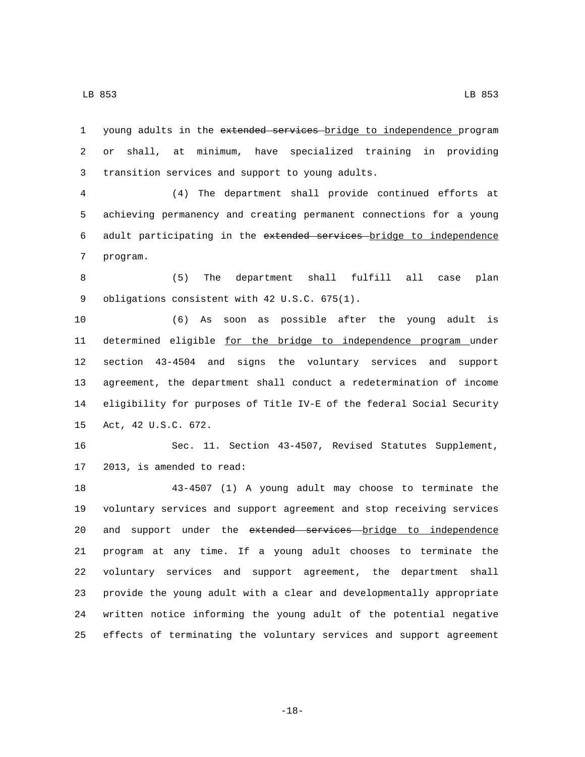young adults in the ~~extended services~~ bridge to independence program or shall, at minimum, have specialized training in providing transition services and support to young adults.

(4) The department shall provide continued efforts at achieving permanency and creating permanent connections for a young adult participating in the ~~extended services~~ bridge to independence program.

(5) The department shall fulfill all case plan obligations consistent with 42 U.S.C. 675(1).

(6) As soon as possible after the young adult is determined eligible for the bridge to independence program under section 43-4504 and signs the voluntary services and support agreement, the department shall conduct a redetermination of income eligibility for purposes of Title IV-E of the federal Social Security Act, 42 U.S.C. 672.

Sec. 11. Section 43-4507, Revised Statutes Supplement, 2013, is amended to read:

43-4507 (1) A young adult may choose to terminate the voluntary services and support agreement and stop receiving services and support under the ~~extended services~~ bridge to independence program at any time. If a young adult chooses to terminate the voluntary services and support agreement, the department shall provide the young adult with a clear and developmentally appropriate written notice informing the young adult of the potential negative effects of terminating the voluntary services and support agreement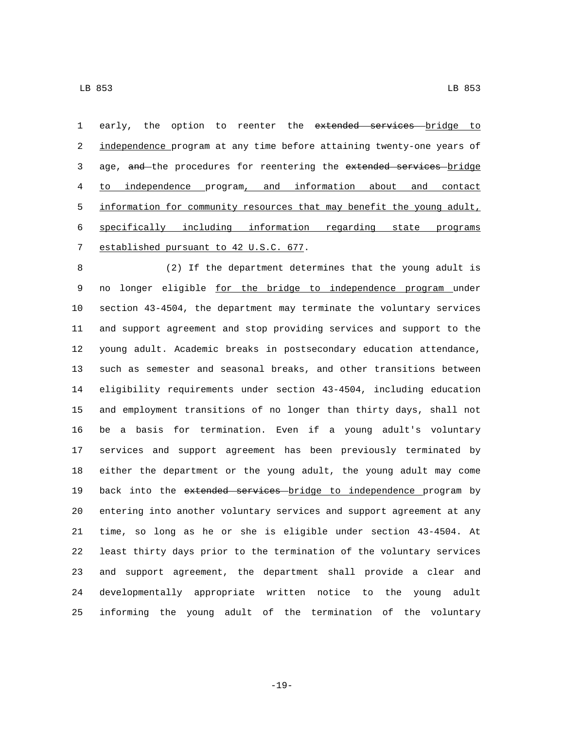early, the option to reenter the ~~extended services~~ bridge to independence program at any time before attaining twenty-one years of age, ~~and~~ the procedures for reentering the ~~extended services~~ bridge to independence program, and information about and contact information for community resources that may benefit the young adult, specifically including information regarding state programs established pursuant to 42 U.S.C. 677.

(2) If the department determines that the young adult is no longer eligible for the bridge to independence program under section 43-4504, the department may terminate the voluntary services and support agreement and stop providing services and support to the young adult. Academic breaks in postsecondary education attendance, such as semester and seasonal breaks, and other transitions between eligibility requirements under section 43-4504, including education and employment transitions of no longer than thirty days, shall not be a basis for termination. Even if a young adult's voluntary services and support agreement has been previously terminated by either the department or the young adult, the young adult may come back into the ~~extended services~~ bridge to independence program by entering into another voluntary services and support agreement at any time, so long as he or she is eligible under section 43-4504. At least thirty days prior to the termination of the voluntary services and support agreement, the department shall provide a clear and developmentally appropriate written notice to the young adult informing the young adult of the termination of the voluntary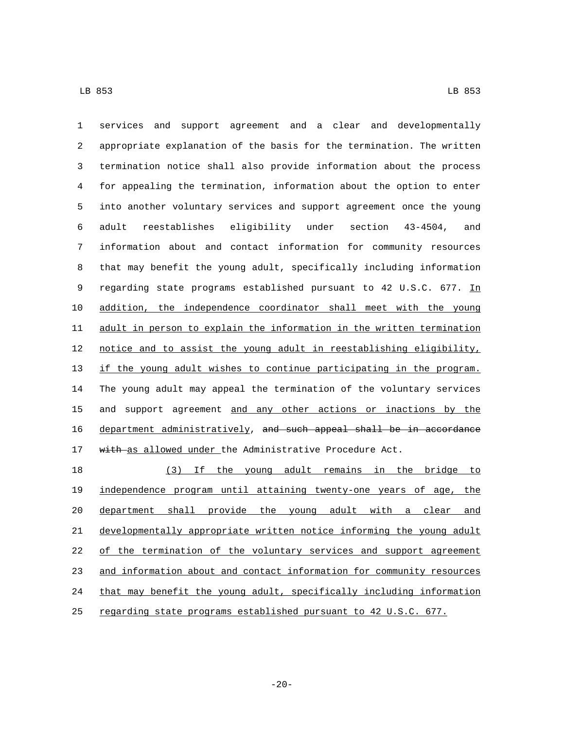services and support agreement and a clear and developmentally appropriate explanation of the basis for the termination. The written termination notice shall also provide information about the process for appealing the termination, information about the option to enter into another voluntary services and support agreement once the young adult reestablishes eligibility under section 43-4504, and information about and contact information for community resources that may benefit the young adult, specifically including information regarding state programs established pursuant to 42 U.S.C. 677. In addition, the independence coordinator shall meet with the young adult in person to explain the information in the written termination notice and to assist the young adult in reestablishing eligibility, if the young adult wishes to continue participating in the program. The young adult may appeal the termination of the voluntary services and support agreement and any other actions or inactions by the department administratively, ~~and such appeal shall be in accordance with~~ as allowed under the Administrative Procedure Act.

(3) If the young adult remains in the bridge to independence program until attaining twenty-one years of age, the department shall provide the young adult with a clear and developmentally appropriate written notice informing the young adult of the termination of the voluntary services and support agreement and information about and contact information for community resources that may benefit the young adult, specifically including information regarding state programs established pursuant to 42 U.S.C. 677.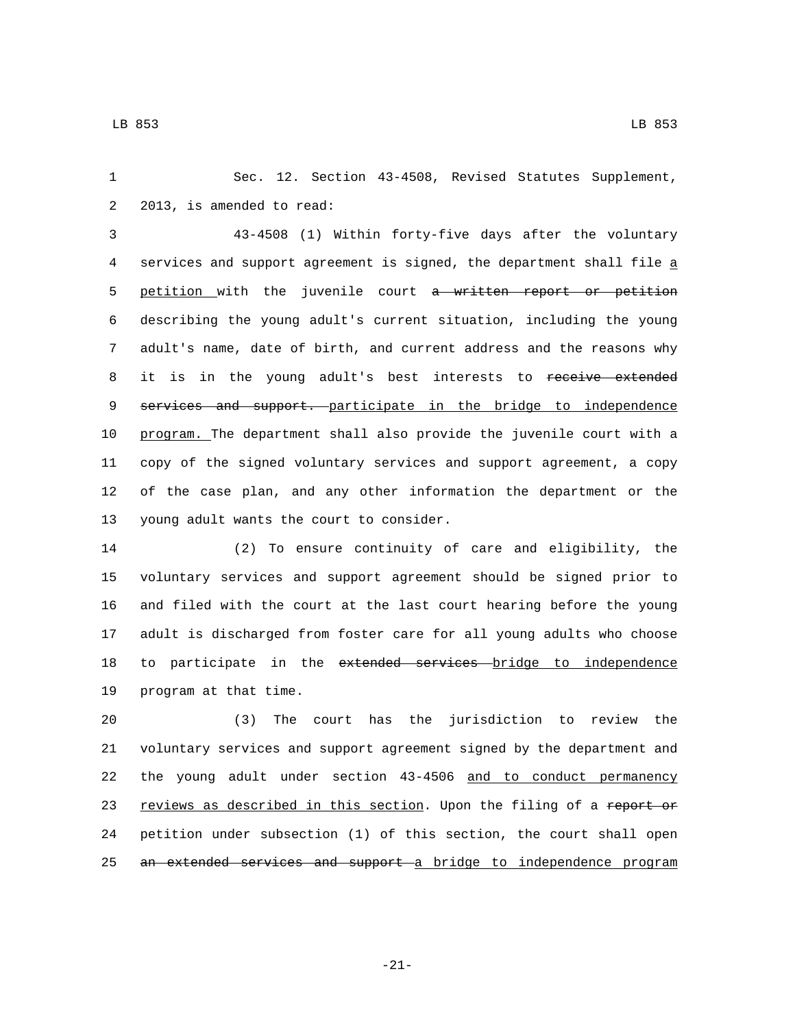Sec. 12. Section 43-4508, Revised Statutes Supplement, 2013, is amended to read:

43-4508 (1) Within forty-five days after the voluntary services and support agreement is signed, the department shall file a petition with the juvenile court ~~a written report or petition~~ describing the young adult's current situation, including the young adult's name, date of birth, and current address and the reasons why it is in the young adult's best interests to ~~receive extended services and support.~~ participate in the bridge to independence program. The department shall also provide the juvenile court with a copy of the signed voluntary services and support agreement, a copy of the case plan, and any other information the department or the young adult wants the court to consider.

(2) To ensure continuity of care and eligibility, the voluntary services and support agreement should be signed prior to and filed with the court at the last court hearing before the young adult is discharged from foster care for all young adults who choose to participate in the ~~extended services~~ bridge to independence program at that time.

(3) The court has the jurisdiction to review the voluntary services and support agreement signed by the department and the young adult under section 43-4506 and to conduct permanency reviews as described in this section. Upon the filing of a ~~report or~~ petition under subsection (1) of this section, the court shall open ~~an extended services and support~~ a bridge to independence program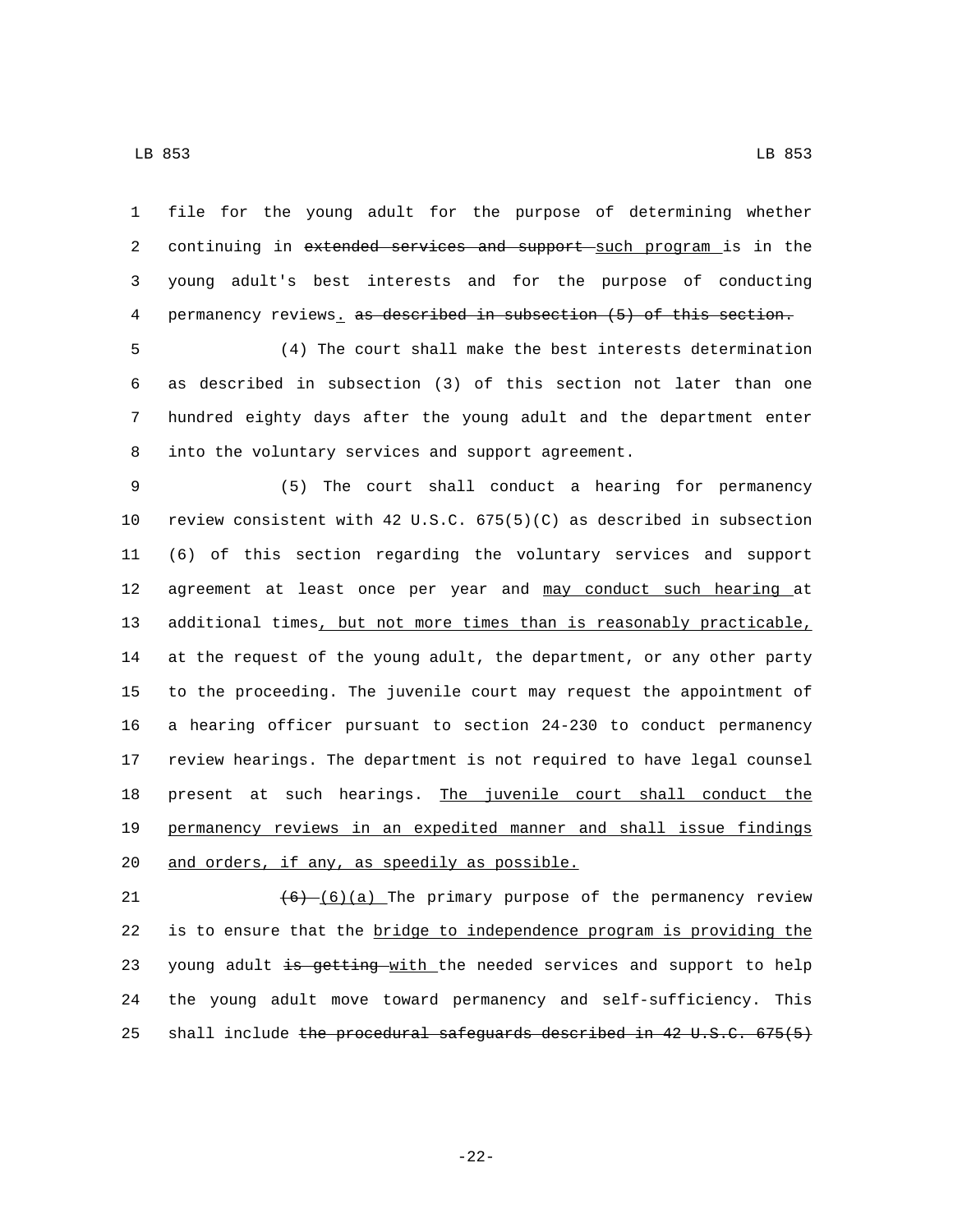file for the young adult for the purpose of determining whether continuing in ~~extended services and support~~ <u>such program</u> is in the young adult's best interests and for the purpose of conducting permanency reviews<u>.</u> ~~as described in subsection (5) of this section.~~

(4) The court shall make the best interests determination as described in subsection (3) of this section not later than one hundred eighty days after the young adult and the department enter into the voluntary services and support agreement.

(5) The court shall conduct a hearing for permanency review consistent with 42 U.S.C. 675(5)(C) as described in subsection (6) of this section regarding the voluntary services and support agreement at least once per year and <u>may conduct such hearing</u> at additional times<u>, but not more times than is reasonably practicable,</u> at the request of the young adult, the department, or any other party to the proceeding. The juvenile court may request the appointment of a hearing officer pursuant to section 24-230 to conduct permanency review hearings. The department is not required to have legal counsel present at such hearings. <u>The juvenile court shall conduct the permanency reviews in an expedited manner and shall issue findings and orders, if any, as speedily as possible.</u>

~~(6)~~ <u>(6)(a)</u> The primary purpose of the permanency review is to ensure that the <u>bridge to independence program is providing the</u> young adult ~~is getting~~ <u>with</u> the needed services and support to help the young adult move toward permanency and self-sufficiency. This shall include ~~the procedural safeguards described in 42 U.S.C. 675(5)~~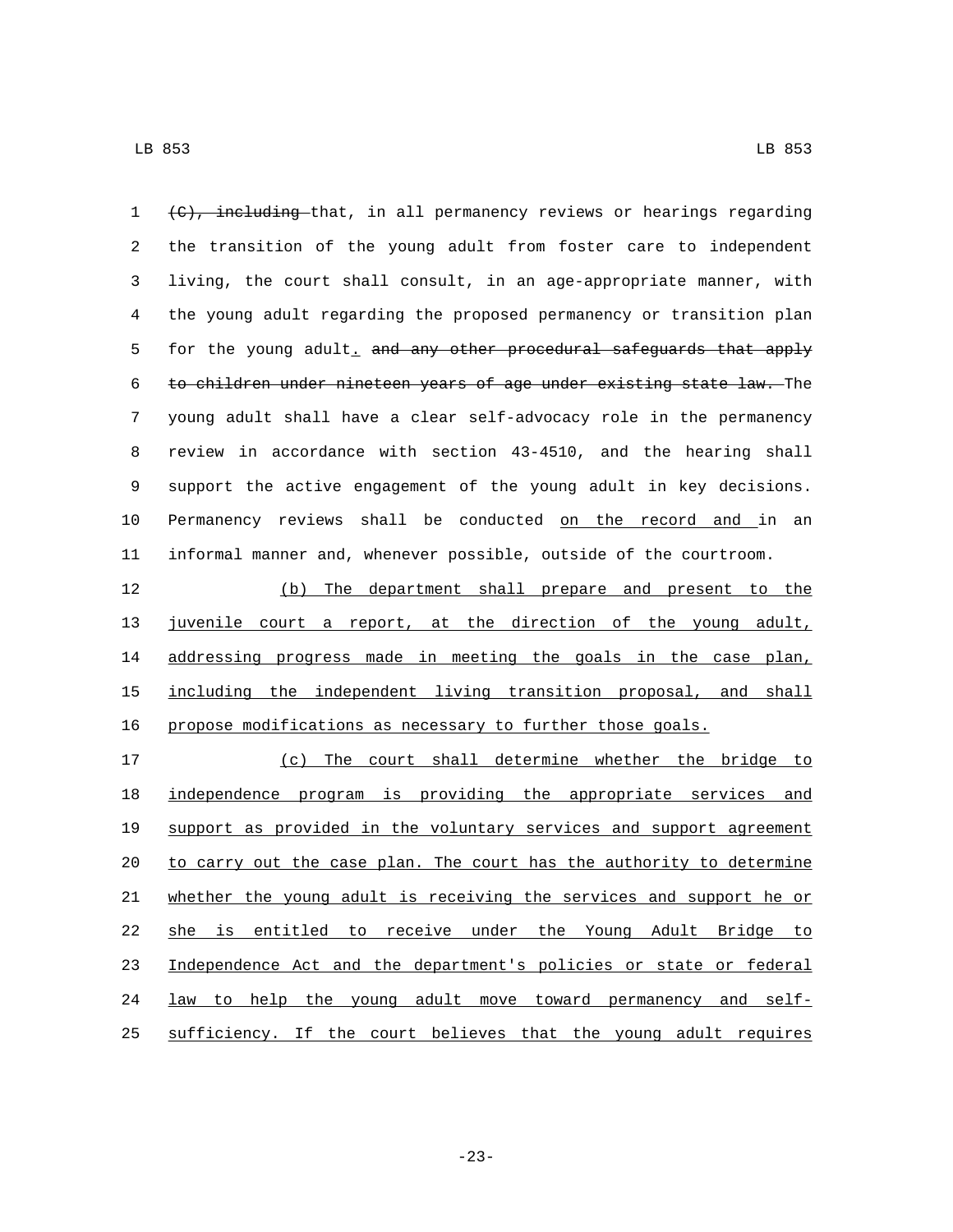~~(C), including~~ that, in all permanency reviews or hearings regarding the transition of the young adult from foster care to independent living, the court shall consult, in an age-appropriate manner, with the young adult regarding the proposed permanency or transition plan for the young adult. ~~and any other procedural safeguards that apply to children under nineteen years of age under existing state law.~~ The young adult shall have a clear self-advocacy role in the permanency review in accordance with section 43-4510, and the hearing shall support the active engagement of the young adult in key decisions. Permanency reviews shall be conducted <u>on the record and</u> in an informal manner and, whenever possible, outside of the courtroom.

<u>(b) The department shall prepare and present to the juvenile court a report, at the direction of the young adult, addressing progress made in meeting the goals in the case plan, including the independent living transition proposal, and shall propose modifications as necessary to further those goals.</u>

<u>(c) The court shall determine whether the bridge to independence program is providing the appropriate services and support as provided in the voluntary services and support agreement to carry out the case plan. The court has the authority to determine whether the young adult is receiving the services and support he or she is entitled to receive under the Young Adult Bridge to Independence Act and the department's policies or state or federal law to help the young adult move toward permanency and self-sufficiency. If the court believes that the young adult requires</u>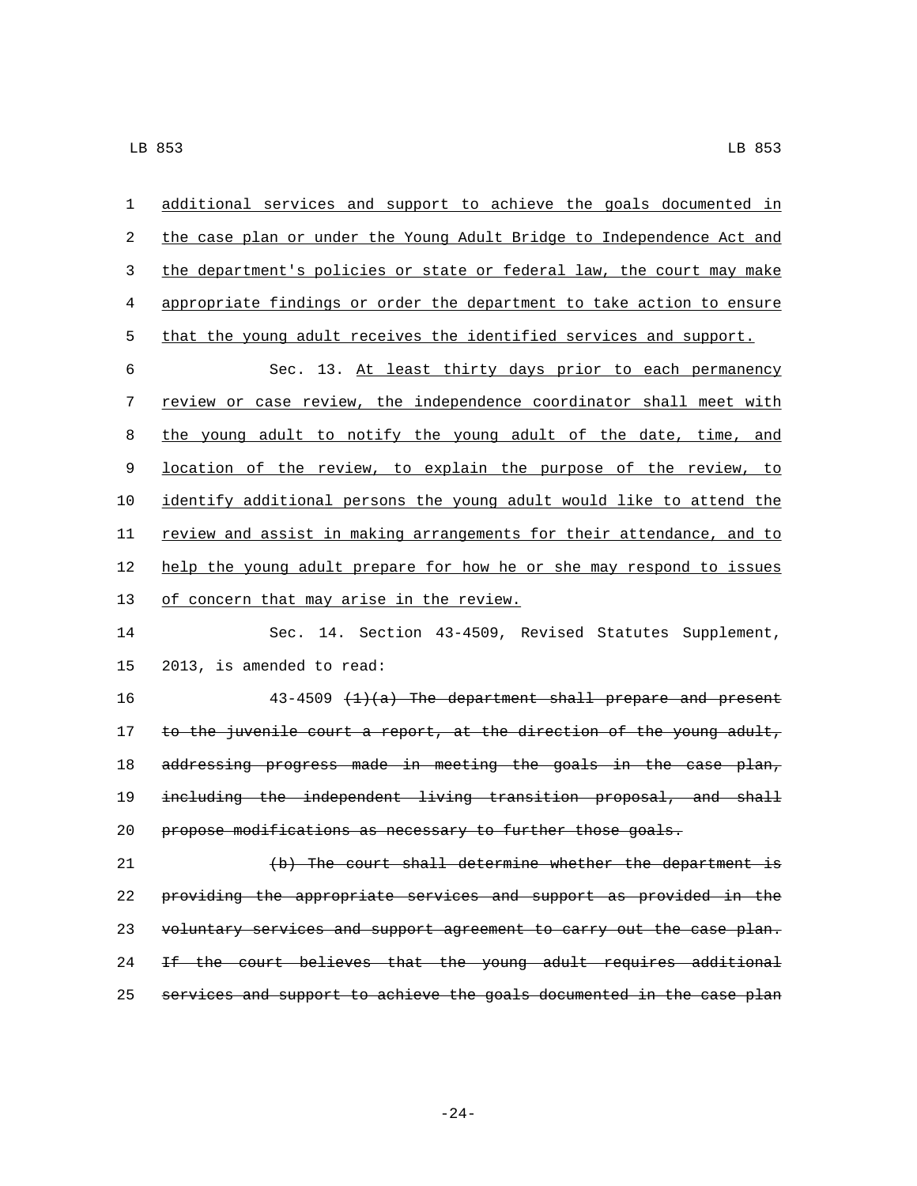additional services and support to achieve the goals documented in the case plan or under the Young Adult Bridge to Independence Act and the department's policies or state or federal law, the court may make appropriate findings or order the department to take action to ensure that the young adult receives the identified services and support.

Sec. 13. At least thirty days prior to each permanency review or case review, the independence coordinator shall meet with the young adult to notify the young adult of the date, time, and location of the review, to explain the purpose of the review, to identify additional persons the young adult would like to attend the review and assist in making arrangements for their attendance, and to help the young adult prepare for how he or she may respond to issues of concern that may arise in the review.

Sec. 14. Section 43-4509, Revised Statutes Supplement, 2013, is amended to read:

43-4509 ~~(1)(a) The department shall prepare and present to the juvenile court a report, at the direction of the young adult, addressing progress made in meeting the goals in the case plan, including the independent living transition proposal, and shall propose modifications as necessary to further those goals.~~

~~(b) The court shall determine whether the department is providing the appropriate services and support as provided in the voluntary services and support agreement to carry out the case plan. If the court believes that the young adult requires additional services and support to achieve the goals documented in the case plan~~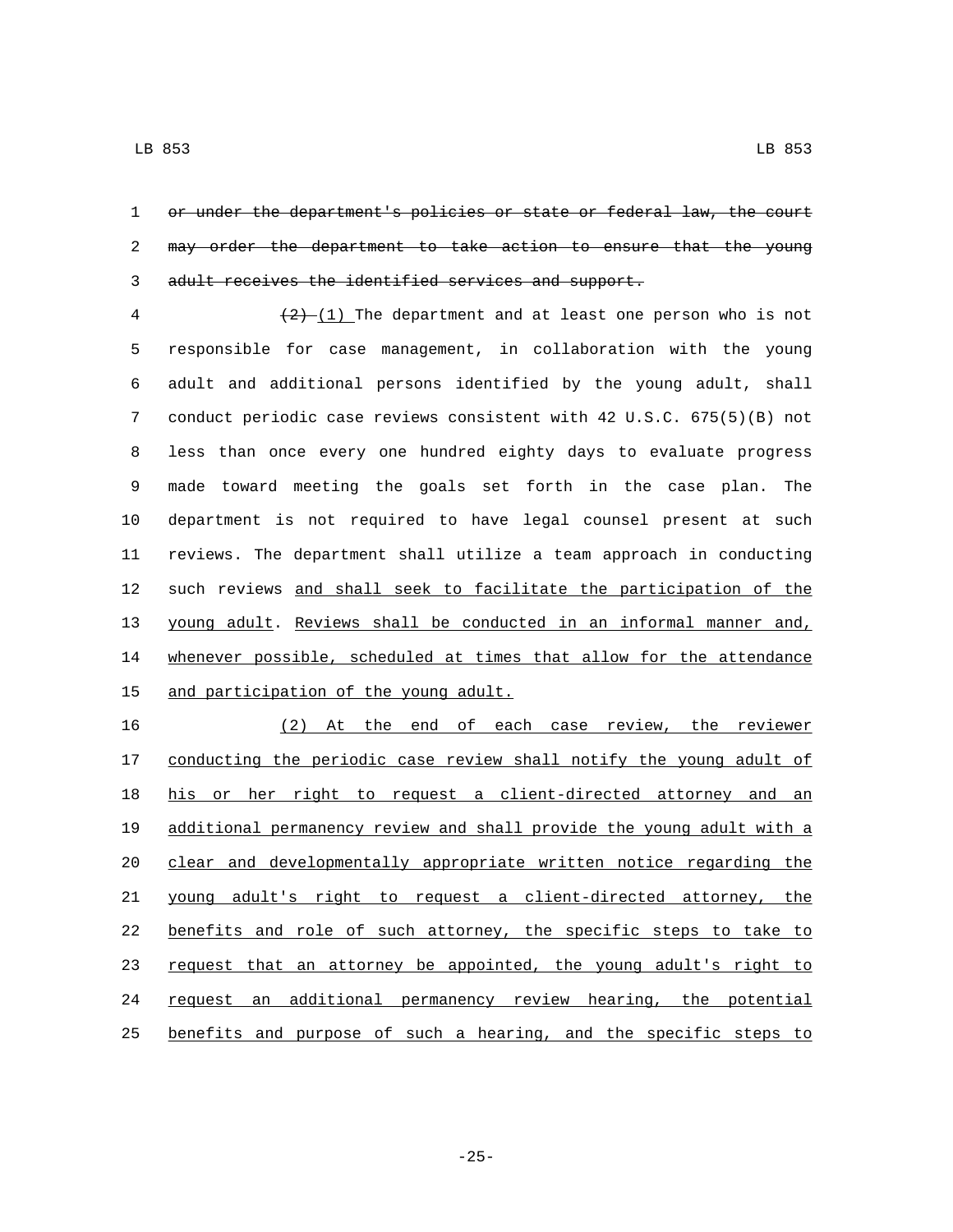~~or under the department's policies or state or federal law, the court may order the department to take action to ensure that the young adult receives the identified services and support.~~

~~(2)~~ (1) The department and at least one person who is not responsible for case management, in collaboration with the young adult and additional persons identified by the young adult, shall conduct periodic case reviews consistent with 42 U.S.C. 675(5)(B) not less than once every one hundred eighty days to evaluate progress made toward meeting the goals set forth in the case plan. The department is not required to have legal counsel present at such reviews. The department shall utilize a team approach in conducting such reviews and shall seek to facilitate the participation of the young adult. Reviews shall be conducted in an informal manner and, whenever possible, scheduled at times that allow for the attendance and participation of the young adult.

(2) At the end of each case review, the reviewer conducting the periodic case review shall notify the young adult of his or her right to request a client-directed attorney and an additional permanency review and shall provide the young adult with a clear and developmentally appropriate written notice regarding the young adult's right to request a client-directed attorney, the benefits and role of such attorney, the specific steps to take to request that an attorney be appointed, the young adult's right to request an additional permanency review hearing, the potential benefits and purpose of such a hearing, and the specific steps to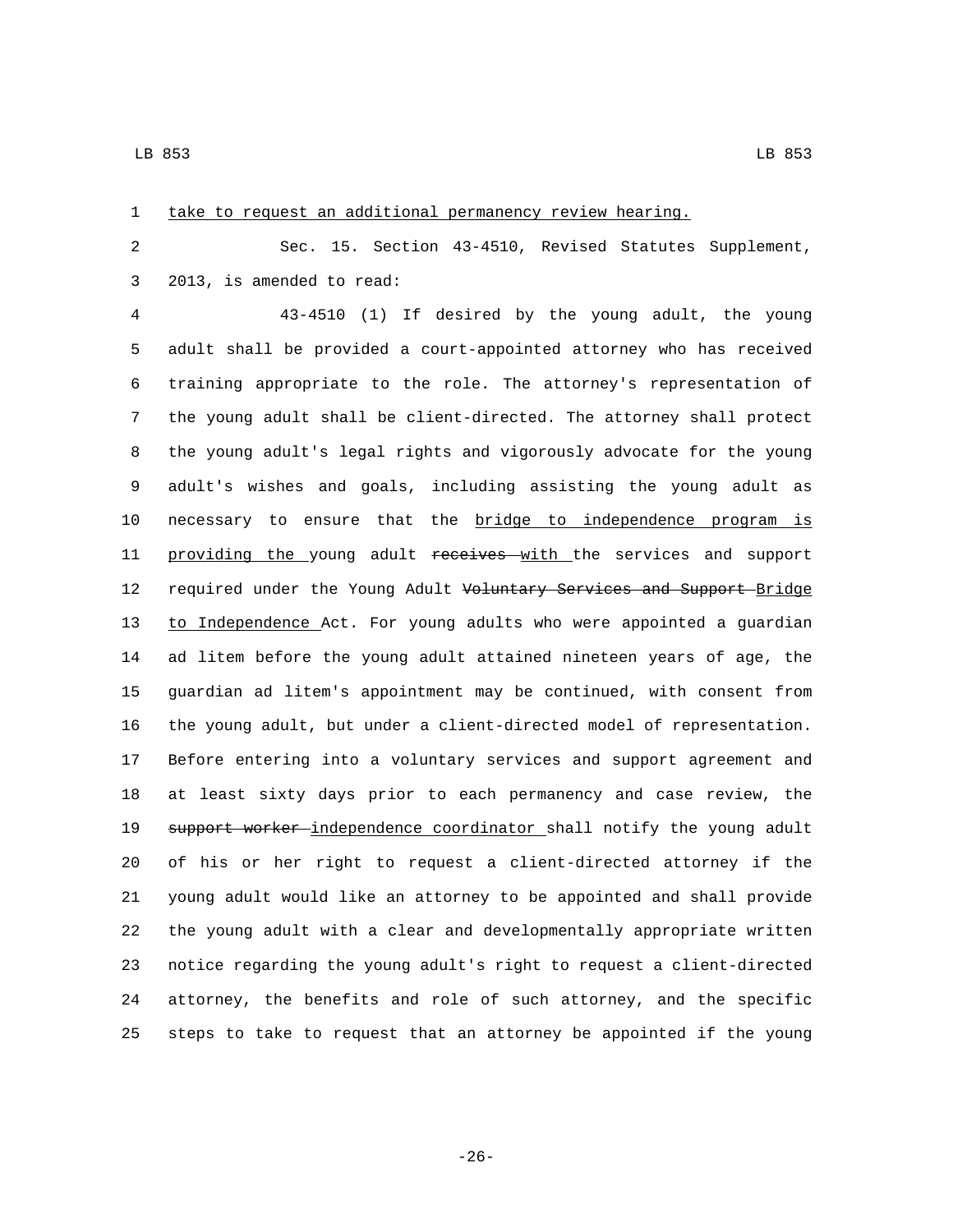take to request an additional permanency review hearing.

Sec. 15. Section 43-4510, Revised Statutes Supplement, 2013, is amended to read:

43-4510 (1) If desired by the young adult, the young adult shall be provided a court-appointed attorney who has received training appropriate to the role. The attorney's representation of the young adult shall be client-directed. The attorney shall protect the young adult's legal rights and vigorously advocate for the young adult's wishes and goals, including assisting the young adult as necessary to ensure that the bridge to independence program is providing the young adult ~~receives~~ with the services and support required under the Young Adult ~~Voluntary Services and Support~~ Bridge to Independence Act. For young adults who were appointed a guardian ad litem before the young adult attained nineteen years of age, the guardian ad litem's appointment may be continued, with consent from the young adult, but under a client-directed model of representation. Before entering into a voluntary services and support agreement and at least sixty days prior to each permanency and case review, the ~~support worker~~ independence coordinator shall notify the young adult of his or her right to request a client-directed attorney if the young adult would like an attorney to be appointed and shall provide the young adult with a clear and developmentally appropriate written notice regarding the young adult's right to request a client-directed attorney, the benefits and role of such attorney, and the specific steps to take to request that an attorney be appointed if the young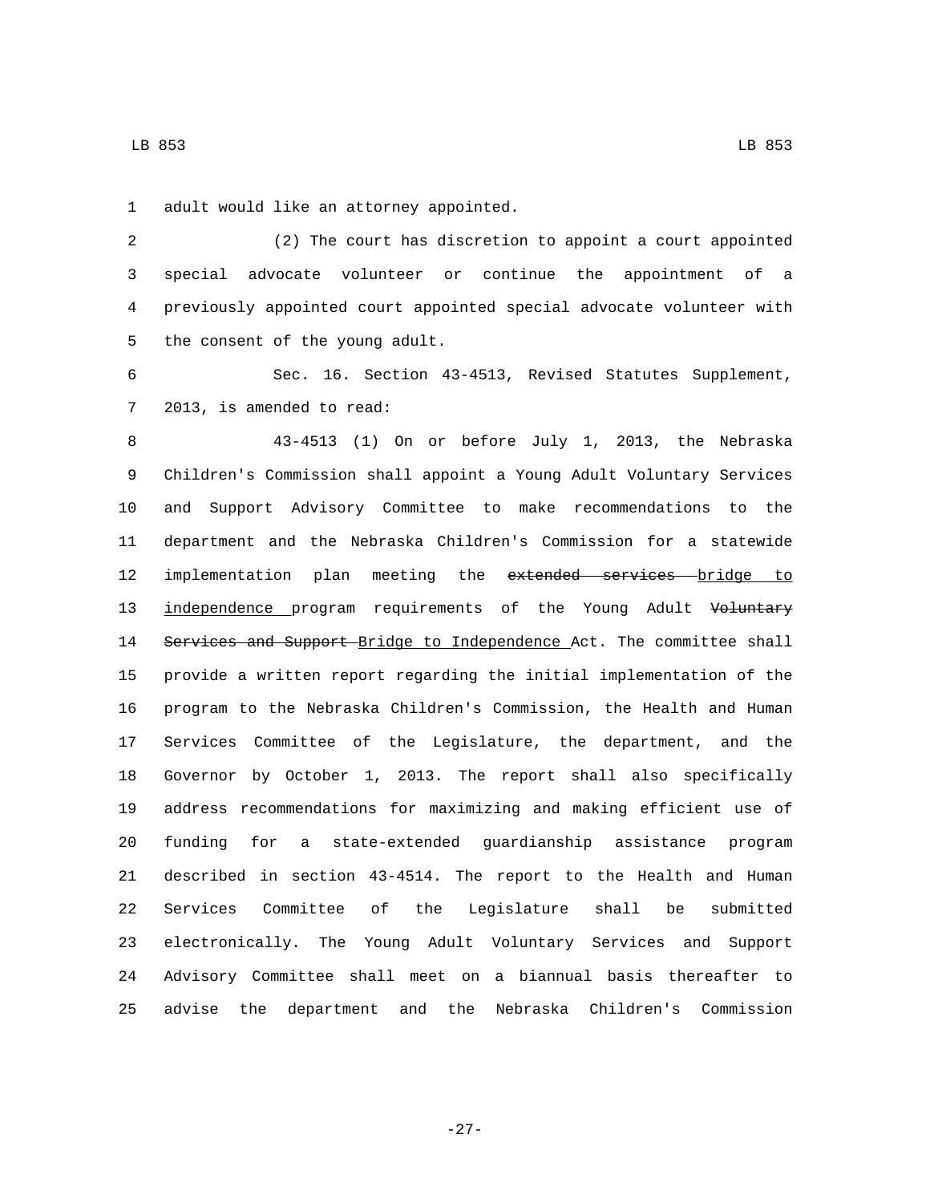adult would like an attorney appointed.

(2) The court has discretion to appoint a court appointed special advocate volunteer or continue the appointment of a previously appointed court appointed special advocate volunteer with the consent of the young adult.

Sec. 16. Section 43-4513, Revised Statutes Supplement, 2013, is amended to read:

43-4513 (1) On or before July 1, 2013, the Nebraska Children's Commission shall appoint a Young Adult Voluntary Services and Support Advisory Committee to make recommendations to the department and the Nebraska Children's Commission for a statewide implementation plan meeting the ~~extended services~~ bridge to independence program requirements of the Young Adult ~~Voluntary Services and Support~~ Bridge to Independence Act. The committee shall provide a written report regarding the initial implementation of the program to the Nebraska Children's Commission, the Health and Human Services Committee of the Legislature, the department, and the Governor by October 1, 2013. The report shall also specifically address recommendations for maximizing and making efficient use of funding for a state-extended guardianship assistance program described in section 43-4514. The report to the Health and Human Services Committee of the Legislature shall be submitted electronically. The Young Adult Voluntary Services and Support Advisory Committee shall meet on a biannual basis thereafter to advise the department and the Nebraska Children's Commission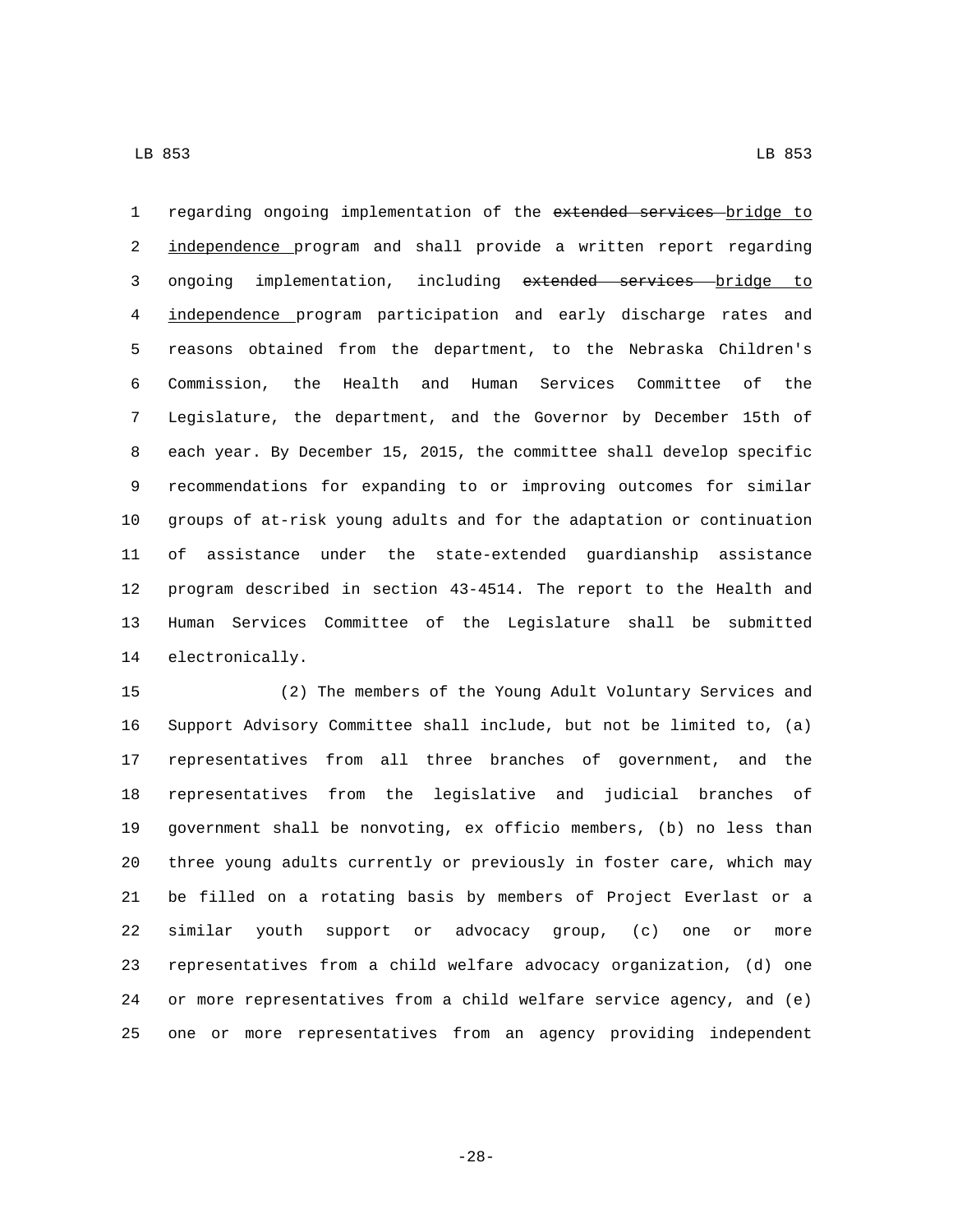regarding ongoing implementation of the ~~extended services~~ <u>bridge to independence</u> program and shall provide a written report regarding ongoing implementation, including ~~extended services~~ <u>bridge to independence</u> program participation and early discharge rates and reasons obtained from the department, to the Nebraska Children's Commission, the Health and Human Services Committee of the Legislature, the department, and the Governor by December 15th of each year. By December 15, 2015, the committee shall develop specific recommendations for expanding to or improving outcomes for similar groups of at-risk young adults and for the adaptation or continuation of assistance under the state-extended guardianship assistance program described in section 43-4514. The report to the Health and Human Services Committee of the Legislature shall be submitted electronically.

(2) The members of the Young Adult Voluntary Services and Support Advisory Committee shall include, but not be limited to, (a) representatives from all three branches of government, and the representatives from the legislative and judicial branches of government shall be nonvoting, ex officio members, (b) no less than three young adults currently or previously in foster care, which may be filled on a rotating basis by members of Project Everlast or a similar youth support or advocacy group, (c) one or more representatives from a child welfare advocacy organization, (d) one or more representatives from a child welfare service agency, and (e) one or more representatives from an agency providing independent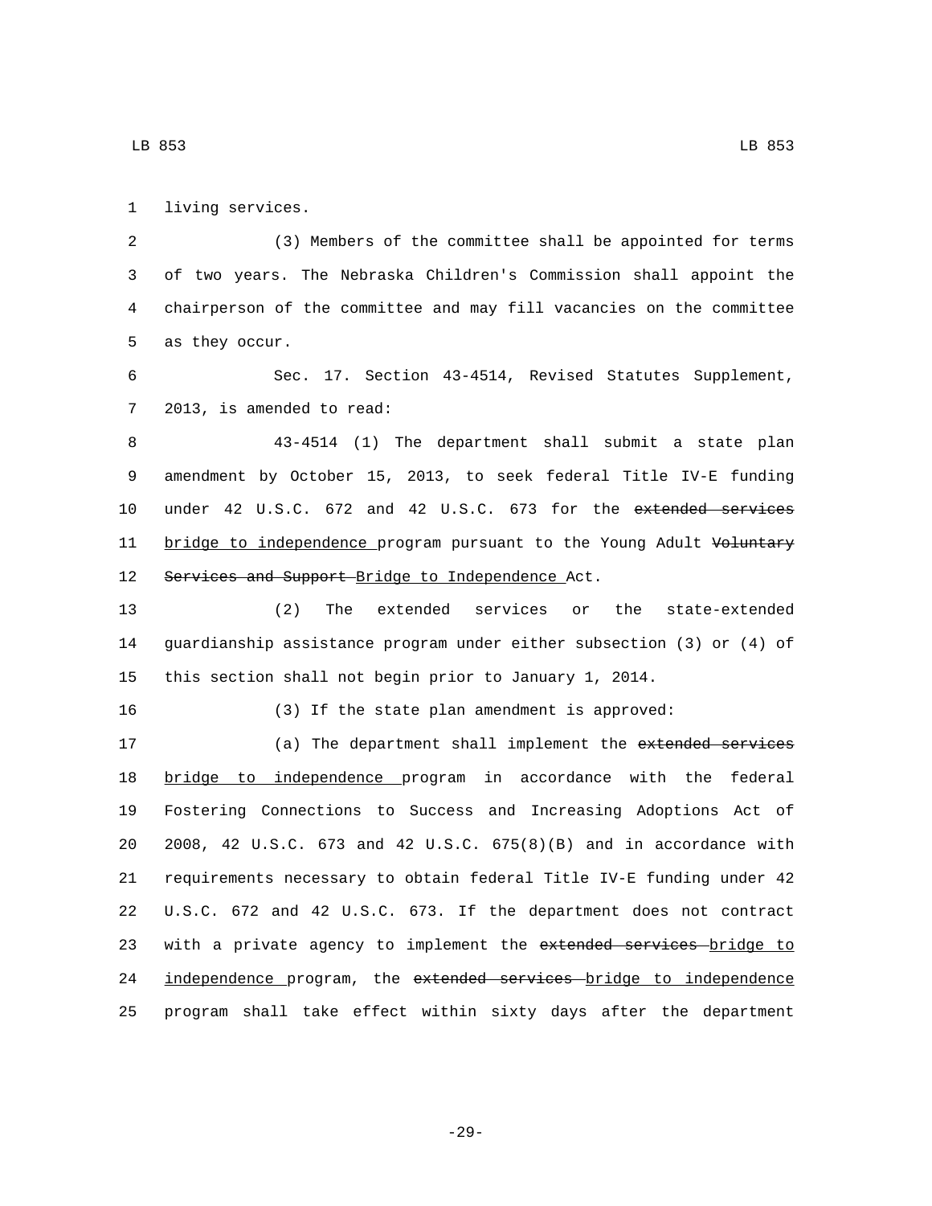living services.

(3) Members of the committee shall be appointed for terms of two years. The Nebraska Children's Commission shall appoint the chairperson of the committee and may fill vacancies on the committee as they occur.

Sec. 17. Section 43-4514, Revised Statutes Supplement, 2013, is amended to read:

43-4514 (1) The department shall submit a state plan amendment by October 15, 2013, to seek federal Title IV-E funding under 42 U.S.C. 672 and 42 U.S.C. 673 for the ~~extended services~~ <u>bridge to independence</u> program pursuant to the Young Adult ~~Voluntary Services and Support~~ <u>Bridge to Independence</u> Act.

(2) The extended services or the state-extended guardianship assistance program under either subsection (3) or (4) of this section shall not begin prior to January 1, 2014.

(3) If the state plan amendment is approved:

(a) The department shall implement the ~~extended services~~ <u>bridge to independence</u> program in accordance with the federal Fostering Connections to Success and Increasing Adoptions Act of 2008, 42 U.S.C. 673 and 42 U.S.C. 675(8)(B) and in accordance with requirements necessary to obtain federal Title IV-E funding under 42 U.S.C. 672 and 42 U.S.C. 673. If the department does not contract with a private agency to implement the ~~extended services~~ <u>bridge to independence</u> program, the ~~extended services~~ <u>bridge to independence</u> program shall take effect within sixty days after the department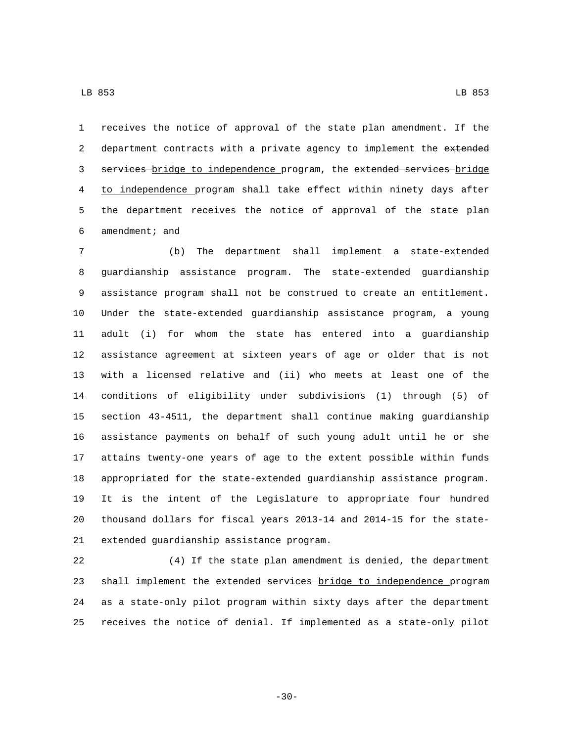receives the notice of approval of the state plan amendment. If the department contracts with a private agency to implement the ~~extended services~~ bridge to independence program, the ~~extended services~~ bridge to independence program shall take effect within ninety days after the department receives the notice of approval of the state plan amendment; and

(b) The department shall implement a state-extended guardianship assistance program. The state-extended guardianship assistance program shall not be construed to create an entitlement. Under the state-extended guardianship assistance program, a young adult (i) for whom the state has entered into a guardianship assistance agreement at sixteen years of age or older that is not with a licensed relative and (ii) who meets at least one of the conditions of eligibility under subdivisions (1) through (5) of section 43-4511, the department shall continue making guardianship assistance payments on behalf of such young adult until he or she attains twenty-one years of age to the extent possible within funds appropriated for the state-extended guardianship assistance program. It is the intent of the Legislature to appropriate four hundred thousand dollars for fiscal years 2013-14 and 2014-15 for the state-extended guardianship assistance program.

(4) If the state plan amendment is denied, the department shall implement the ~~extended services~~ bridge to independence program as a state-only pilot program within sixty days after the department receives the notice of denial. If implemented as a state-only pilot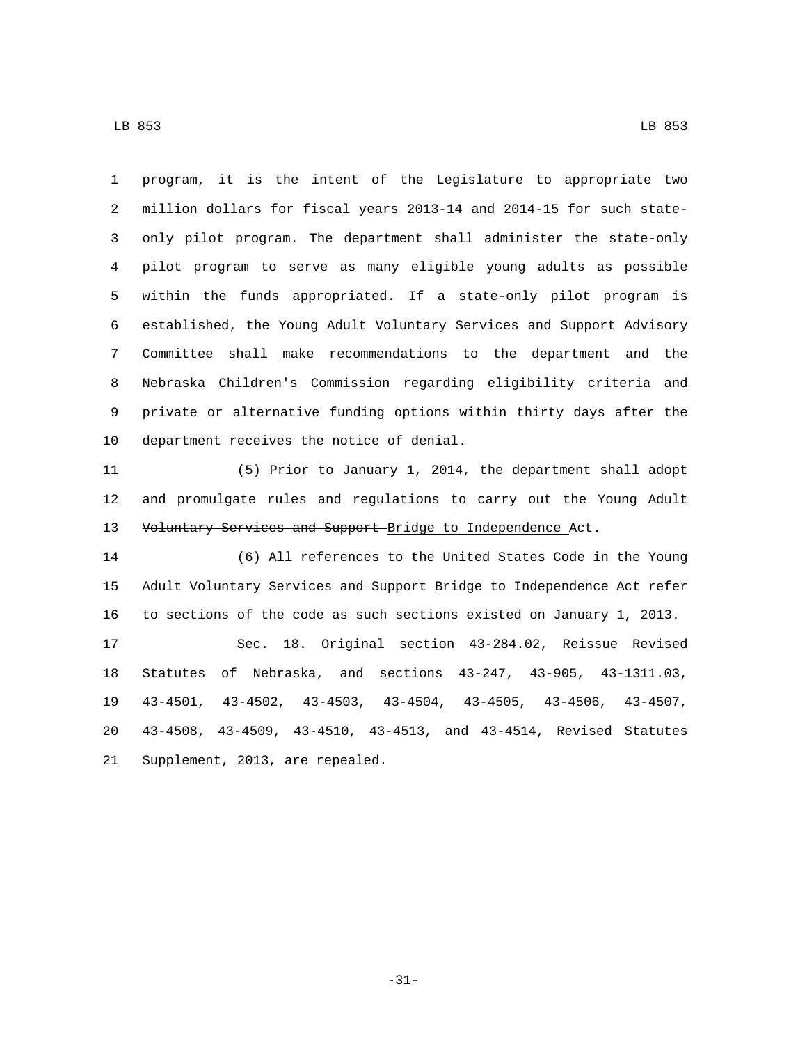program, it is the intent of the Legislature to appropriate two million dollars for fiscal years 2013-14 and 2014-15 for such state-only pilot program. The department shall administer the state-only pilot program to serve as many eligible young adults as possible within the funds appropriated. If a state-only pilot program is established, the Young Adult Voluntary Services and Support Advisory Committee shall make recommendations to the department and the Nebraska Children's Commission regarding eligibility criteria and private or alternative funding options within thirty days after the department receives the notice of denial.

(5) Prior to January 1, 2014, the department shall adopt and promulgate rules and regulations to carry out the Young Adult ~~Voluntary Services and Support~~ Bridge to Independence Act.

(6) All references to the United States Code in the Young Adult ~~Voluntary Services and Support~~ Bridge to Independence Act refer to sections of the code as such sections existed on January 1, 2013.

Sec. 18. Original section 43-284.02, Reissue Revised Statutes of Nebraska, and sections 43-247, 43-905, 43-1311.03, 43-4501, 43-4502, 43-4503, 43-4504, 43-4505, 43-4506, 43-4507, 43-4508, 43-4509, 43-4510, 43-4513, and 43-4514, Revised Statutes Supplement, 2013, are repealed.